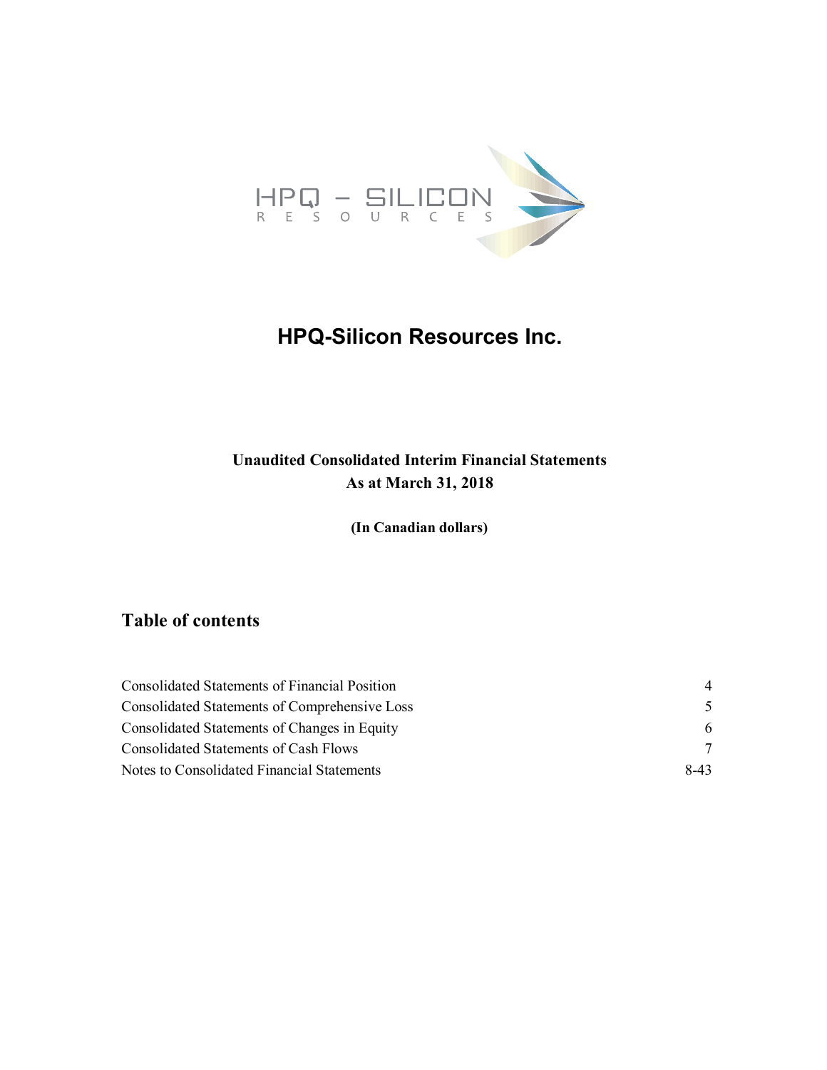# HPQ-Silicon Resources Inc.

**Unaudited Consolidated Interim Financial Statements**
**As at March 31, 2018**

**(In Canadian dollars)**

## Table of contents

| | |
|---|---|
| Consolidated Statements of Financial Position | 4 |
| Consolidated Statements of Comprehensive Loss | 5 |
| Consolidated Statements of Changes in Equity | 6 |
| Consolidated Statements of Cash Flows | 7 |
| Notes to Consolidated Financial Statements | 8-43 |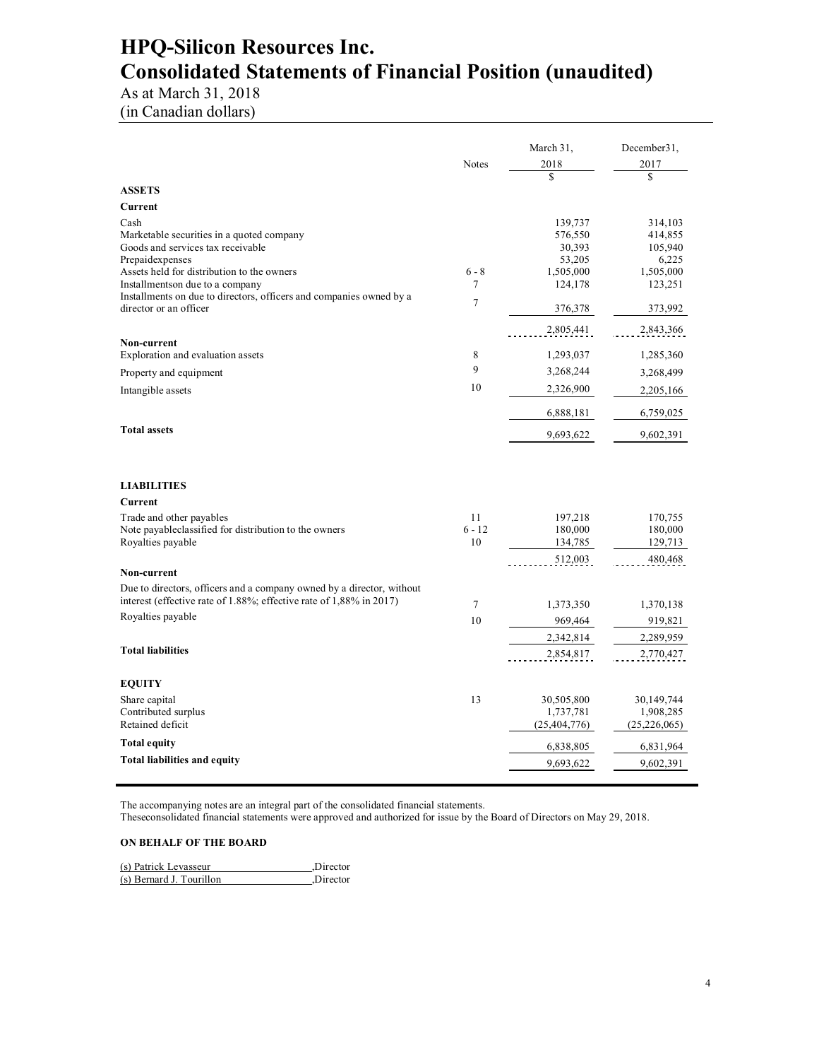# HPQ-Silicon Resources Inc.
# Consolidated Statements of Financial Position (unaudited)

As at March 31, 2018
(in Canadian dollars)

| | Notes | March 31, 2018 | December31, 2017 |
|---|---|---|---|
| | | $ | $ |
| **ASSETS** | | | |
| **Current** | | | |
| Cash | | 139,737 | 314,103 |
| Marketable securities in a quoted company | | 576,550 | 414,855 |
| Goods and services tax receivable | | 30,393 | 105,940 |
| Prepaidexpenses | | 53,205 | 6,225 |
| Assets held for distribution to the owners | 6 - 8 | 1,505,000 | 1,505,000 |
| Installmentson due to a company | 7 | 124,178 | 123,251 |
| Installments on due to directors, officers and companies owned by a director or an officer | 7 | 376,378 | 373,992 |
| | | 2,805,441 | 2,843,366 |
| **Non-current** | | | |
| Exploration and evaluation assets | 8 | 1,293,037 | 1,285,360 |
| Property and equipment | 9 | 3,268,244 | 3,268,499 |
| Intangible assets | 10 | 2,326,900 | 2,205,166 |
| | | 6,888,181 | 6,759,025 |
| **Total assets** | | 9,693,622 | 9,602,391 |
| **LIABILITIES** | | | |
| **Current** | | | |
| Trade and other payables | 11 | 197,218 | 170,755 |
| Note payableclassified for distribution to the owners | 6 - 12 | 180,000 | 180,000 |
| Royalties payable | 10 | 134,785 | 129,713 |
| | | 512,003 | 480,468 |
| **Non-current** | | | |
| Due to directors, officers and a company owned by a director, without interest (effective rate of 1.88%; effective rate of 1,88% in 2017) | 7 | 1,373,350 | 1,370,138 |
| Royalties payable | 10 | 969,464 | 919,821 |
| | | 2,342,814 | 2,289,959 |
| **Total liabilities** | | 2,854,817 | 2,770,427 |
| **EQUITY** | | | |
| Share capital | 13 | 30,505,800 | 30,149,744 |
| Contributed surplus | | 1,737,781 | 1,908,285 |
| Retained deficit | | (25,404,776) | (25,226,065) |
| **Total equity** | | 6,838,805 | 6,831,964 |
| **Total liabilities and equity** | | 9,693,622 | 9,602,391 |

The accompanying notes are an integral part of the consolidated financial statements.
Theseconsolidated financial statements were approved and authorized for issue by the Board of Directors on May 29, 2018.

**ON BEHALF OF THE BOARD**

(s) Patrick Levasseur ,Director
(s) Bernard J. Tourillon ,Director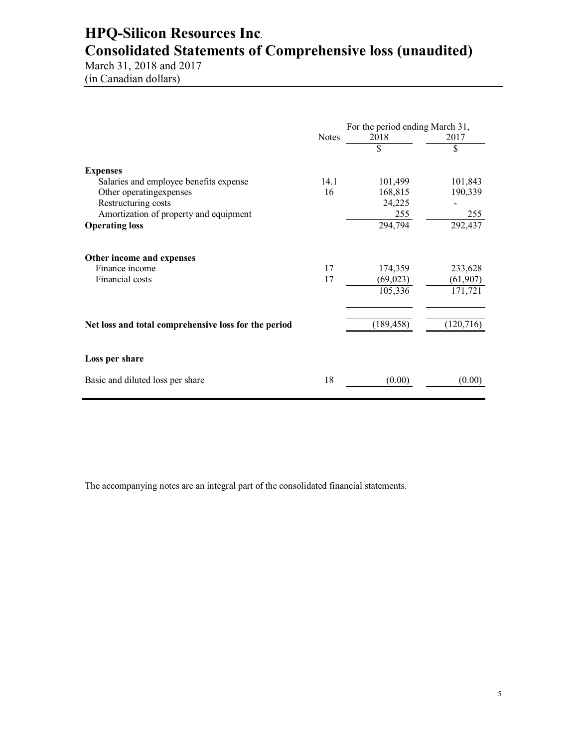# HPQ-Silicon Resources Inc.

# Consolidated Statements of Comprehensive loss (unaudited)

March 31, 2018 and 2017
(in Canadian dollars)

| | Notes | For the period ending March 31, 2018 | 2017 |
|---|---|---|---|
| | | $ | $ |
| **Expenses** | | | |
| Salaries and employee benefits expense | 14.1 | 101,499 | 101,843 |
| Other operatingexpenses | 16 | 168,815 | 190,339 |
| Restructuring costs | | 24,225 | - |
| Amortization of property and equipment | | 255 | 255 |
| **Operating loss** | | 294,794 | 292,437 |
| | | | |
| **Other income and expenses** | | | |
| Finance income | 17 | 174,359 | 233,628 |
| Financial costs | 17 | (69,023) | (61,907) |
| | | 105,336 | 171,721 |
| | | | |
| **Net loss and total comprehensive loss for the period** | | (189,458) | (120,716) |
| | | | |
| **Loss per share** | | | |
| Basic and diluted loss per share | 18 | (0.00) | (0.00) |

The accompanying notes are an integral part of the consolidated financial statements.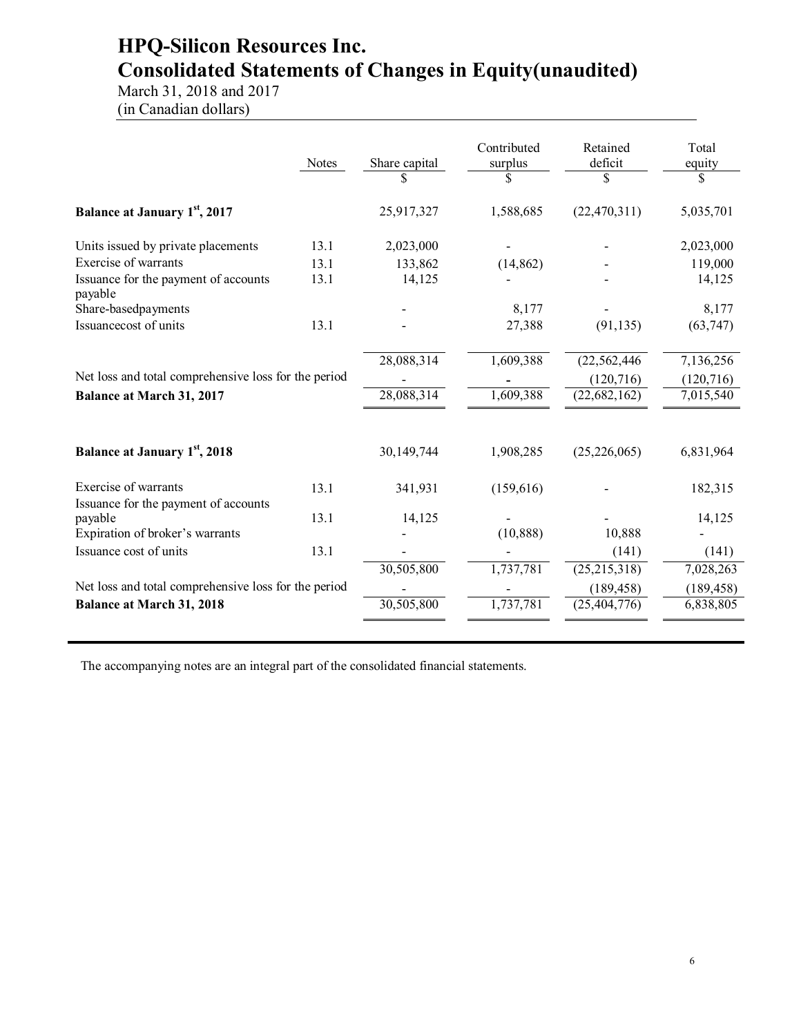# HPQ-Silicon Resources Inc.
# Consolidated Statements of Changes in Equity(unaudited)

March 31, 2018 and 2017
(in Canadian dollars)

| | Notes | Share capital | Contributed surplus | Retained deficit | Total equity |
|---|---|---|---|---|---|
| | | $ | $ | $ | $ |
| **Balance at January 1st, 2017** | | 25,917,327 | 1,588,685 | (22,470,311) | 5,035,701 |
| Units issued by private placements | 13.1 | 2,023,000 | - | - | 2,023,000 |
| Exercise of warrants | 13.1 | 133,862 | (14,862) | - | 119,000 |
| Issuance for the payment of accounts payable | 13.1 | 14,125 | - | - | 14,125 |
| Share-basedpayments | | - | 8,177 | - | 8,177 |
| Issuancecost of units | 13.1 | - | 27,388 | (91,135) | (63,747) |
| | | 28,088,314 | 1,609,388 | (22,562,446 | 7,136,256 |
| Net loss and total comprehensive loss for the period | | - | - | (120,716) | (120,716) |
| **Balance at March 31, 2017** | | 28,088,314 | 1,609,388 | (22,682,162) | 7,015,540 |
| | | | | | |
| **Balance at January 1st, 2018** | | 30,149,744 | 1,908,285 | (25,226,065) | 6,831,964 |
| Exercise of warrants | 13.1 | 341,931 | (159,616) | - | 182,315 |
| Issuance for the payment of accounts payable | 13.1 | 14,125 | - | - | 14,125 |
| Expiration of broker's warrants | | - | (10,888) | 10,888 | - |
| Issuance cost of units | 13.1 | - | - | (141) | (141) |
| | | 30,505,800 | 1,737,781 | (25,215,318) | 7,028,263 |
| Net loss and total comprehensive loss for the period | | - | - | (189,458) | (189,458) |
| **Balance at March 31, 2018** | | 30,505,800 | 1,737,781 | (25,404,776) | 6,838,805 |

The accompanying notes are an integral part of the consolidated financial statements.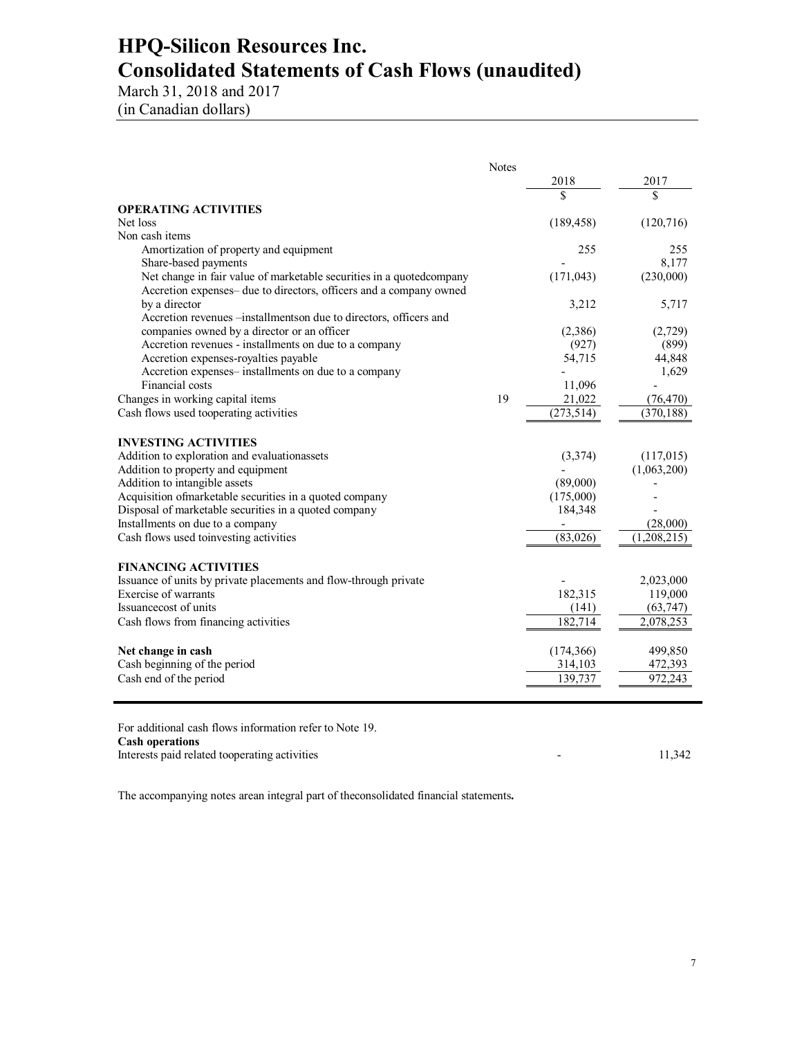# HPQ-Silicon Resources Inc.
# Consolidated Statements of Cash Flows (unaudited)

March 31, 2018 and 2017
(in Canadian dollars)

| | Notes | 2018 | 2017 |
|---|---|---|---|
| | | $ | $ |
| **OPERATING ACTIVITIES** | | | |
| Net loss | | (189,458) | (120,716) |
| Non cash items | | | |
| Amortization of property and equipment | | 255 | 255 |
| Share-based payments | | - | 8,177 |
| Net change in fair value of marketable securities in a quotedcompany | | (171,043) | (230,000) |
| Accretion expenses– due to directors, officers and a company owned by a director | | 3,212 | 5,717 |
| Accretion revenues –installmentson due to directors, officers and companies owned by a director or an officer | | (2,386) | (2,729) |
| Accretion revenues - installments on due to a company | | (927) | (899) |
| Accretion expenses-royalties payable | | 54,715 | 44,848 |
| Accretion expenses– installments on due to a company | | - | 1,629 |
| Financial costs | | 11,096 | - |
| Changes in working capital items | 19 | 21,022 | (76,470) |
| Cash flows used tooperating activities | | (273,514) | (370,188) |
| **INVESTING ACTIVITIES** | | | |
| Addition to exploration and evaluationassets | | (3,374) | (117,015) |
| Addition to property and equipment | | - | (1,063,200) |
| Addition to intangible assets | | (89,000) | - |
| Acquisition ofmarketable securities in a quoted company | | (175,000) | - |
| Disposal of marketable securities in a quoted company | | 184,348 | - |
| Installments on due to a company | | - | (28,000) |
| Cash flows used toinvesting activities | | (83,026) | (1,208,215) |
| **FINANCING ACTIVITIES** | | | |
| Issuance of units by private placements and flow-through private | | - | 2,023,000 |
| Exercise of warrants | | 182,315 | 119,000 |
| Issuancecost of units | | (141) | (63,747) |
| Cash flows from financing activities | | 182,714 | 2,078,253 |
| **Net change in cash** | | (174,366) | 499,850 |
| Cash beginning of the period | | 314,103 | 472,393 |
| Cash end of the period | | 139,737 | 972,243 |

For additional cash flows information refer to Note 19.

| | 2018 | 2017 |
|---|---|---|
| **Cash operations** | | |
| Interests paid related tooperating activities | - | 11,342 |

The accompanying notes arean integral part of theconsolidated financial statements**.**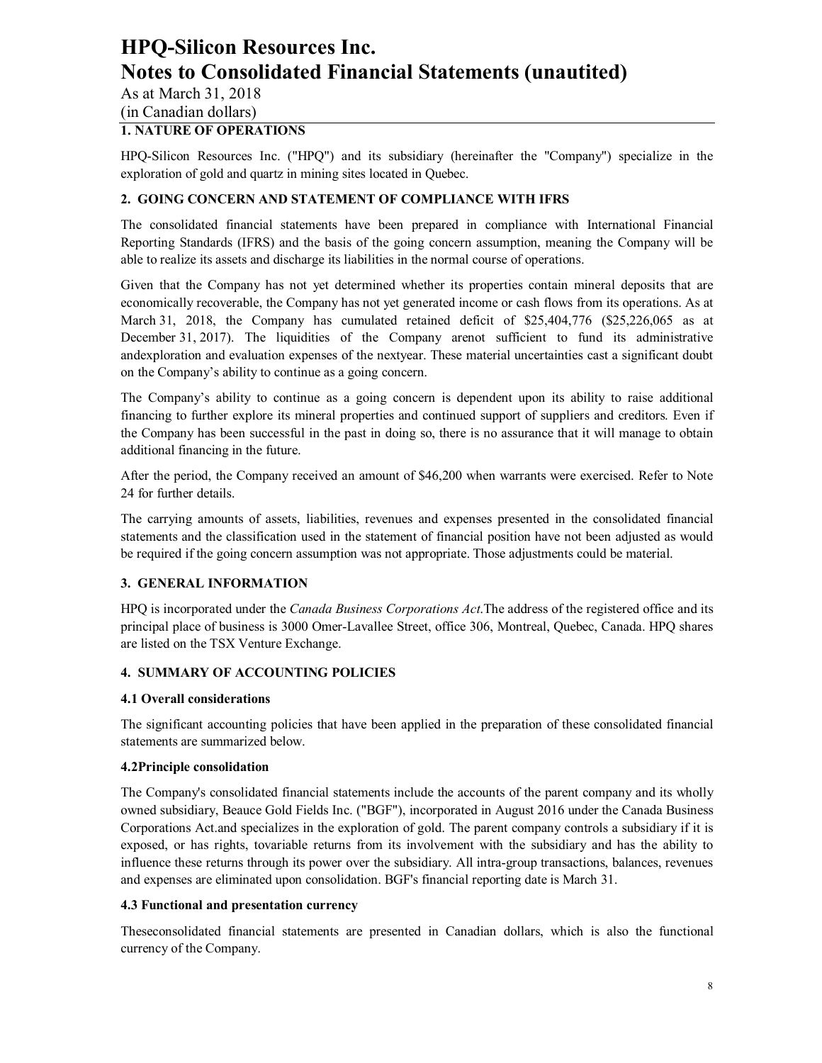# HPQ-Silicon Resources Inc.
# Notes to Consolidated Financial Statements (unautited)

As at March 31, 2018
(in Canadian dollars)

## 1. NATURE OF OPERATIONS

HPQ-Silicon Resources Inc. ("HPQ") and its subsidiary (hereinafter the "Company") specialize in the exploration of gold and quartz in mining sites located in Quebec.

## 2. GOING CONCERN AND STATEMENT OF COMPLIANCE WITH IFRS

The consolidated financial statements have been prepared in compliance with International Financial Reporting Standards (IFRS) and the basis of the going concern assumption, meaning the Company will be able to realize its assets and discharge its liabilities in the normal course of operations.

Given that the Company has not yet determined whether its properties contain mineral deposits that are economically recoverable, the Company has not yet generated income or cash flows from its operations. As at March 31, 2018, the Company has cumulated retained deficit of $25,404,776 ($25,226,065 as at December 31, 2017). The liquidities of the Company arenot sufficient to fund its administrative andexploration and evaluation expenses of the nextyear. These material uncertainties cast a significant doubt on the Company's ability to continue as a going concern.

The Company's ability to continue as a going concern is dependent upon its ability to raise additional financing to further explore its mineral properties and continued support of suppliers and creditors. Even if the Company has been successful in the past in doing so, there is no assurance that it will manage to obtain additional financing in the future.

After the period, the Company received an amount of $46,200 when warrants were exercised. Refer to Note 24 for further details.

The carrying amounts of assets, liabilities, revenues and expenses presented in the consolidated financial statements and the classification used in the statement of financial position have not been adjusted as would be required if the going concern assumption was not appropriate. Those adjustments could be material.

## 3. GENERAL INFORMATION

HPQ is incorporated under the *Canada Business Corporations Act*.The address of the registered office and its principal place of business is 3000 Omer-Lavallee Street, office 306, Montreal, Quebec, Canada. HPQ shares are listed on the TSX Venture Exchange.

## 4. SUMMARY OF ACCOUNTING POLICIES

### 4.1 Overall considerations

The significant accounting policies that have been applied in the preparation of these consolidated financial statements are summarized below.

### 4.2Principle consolidation

The Company's consolidated financial statements include the accounts of the parent company and its wholly owned subsidiary, Beauce Gold Fields Inc. ("BGF"), incorporated in August 2016 under the Canada Business Corporations Act.and specializes in the exploration of gold. The parent company controls a subsidiary if it is exposed, or has rights, tovariable returns from its involvement with the subsidiary and has the ability to influence these returns through its power over the subsidiary. All intra-group transactions, balances, revenues and expenses are eliminated upon consolidation. BGF's financial reporting date is March 31.

### 4.3 Functional and presentation currency

Theseconsolidated financial statements are presented in Canadian dollars, which is also the functional currency of the Company.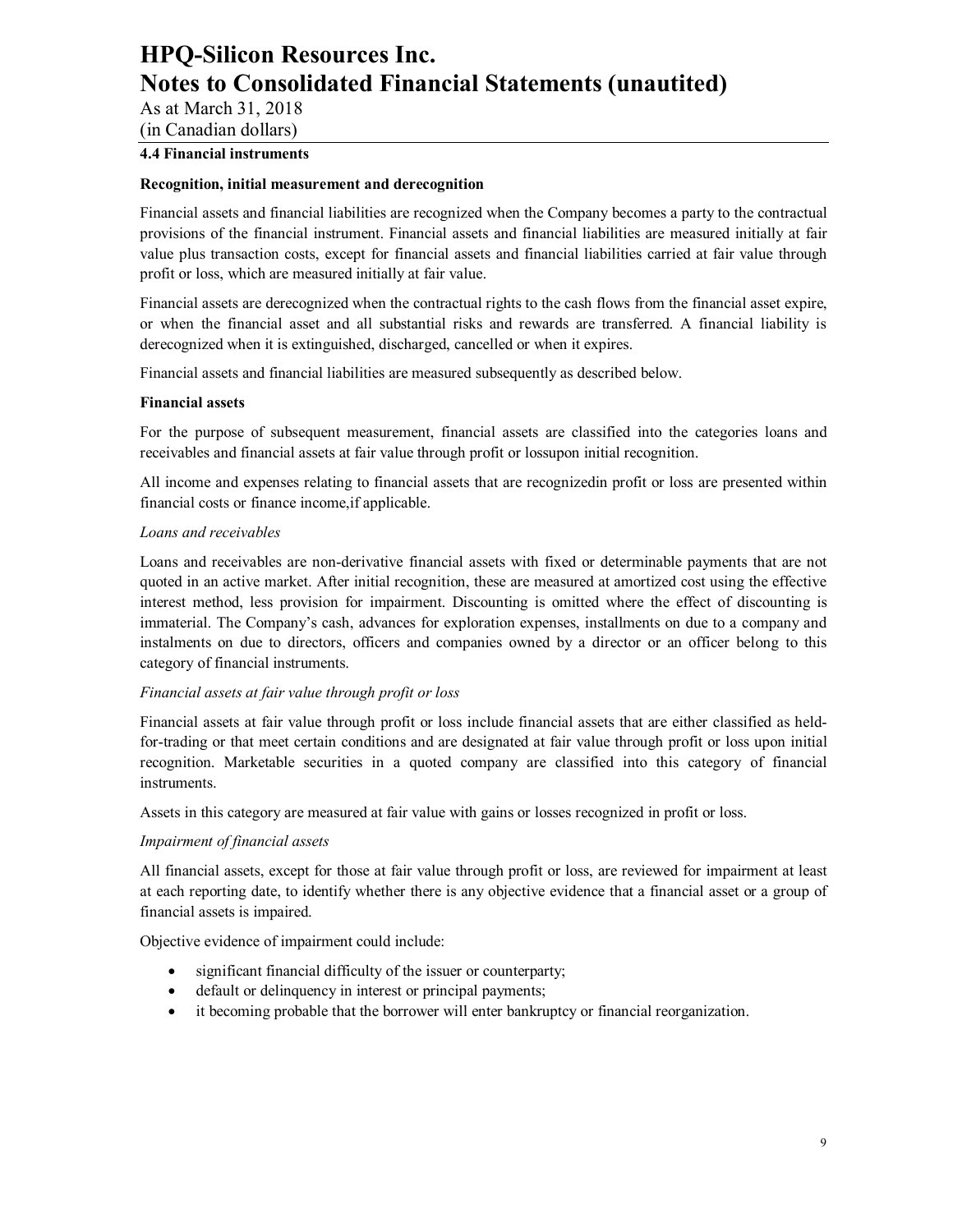### 4.4 Financial instruments

**Recognition, initial measurement and derecognition**

Financial assets and financial liabilities are recognized when the Company becomes a party to the contractual provisions of the financial instrument. Financial assets and financial liabilities are measured initially at fair value plus transaction costs, except for financial assets and financial liabilities carried at fair value through profit or loss, which are measured initially at fair value.

Financial assets are derecognized when the contractual rights to the cash flows from the financial asset expire, or when the financial asset and all substantial risks and rewards are transferred. A financial liability is derecognized when it is extinguished, discharged, cancelled or when it expires.

Financial assets and financial liabilities are measured subsequently as described below.

**Financial assets**

For the purpose of subsequent measurement, financial assets are classified into the categories loans and receivables and financial assets at fair value through profit or lossupon initial recognition.

All income and expenses relating to financial assets that are recognizedin profit or loss are presented within financial costs or finance income,if applicable.

*Loans and receivables*

Loans and receivables are non-derivative financial assets with fixed or determinable payments that are not quoted in an active market. After initial recognition, these are measured at amortized cost using the effective interest method, less provision for impairment. Discounting is omitted where the effect of discounting is immaterial. The Company's cash, advances for exploration expenses, installments on due to a company and instalments on due to directors, officers and companies owned by a director or an officer belong to this category of financial instruments.

*Financial assets at fair value through profit or loss*

Financial assets at fair value through profit or loss include financial assets that are either classified as held-for-trading or that meet certain conditions and are designated at fair value through profit or loss upon initial recognition. Marketable securities in a quoted company are classified into this category of financial instruments.

Assets in this category are measured at fair value with gains or losses recognized in profit or loss.

*Impairment of financial assets*

All financial assets, except for those at fair value through profit or loss, are reviewed for impairment at least at each reporting date, to identify whether there is any objective evidence that a financial asset or a group of financial assets is impaired.

Objective evidence of impairment could include:

- significant financial difficulty of the issuer or counterparty;
- default or delinquency in interest or principal payments;
- it becoming probable that the borrower will enter bankruptcy or financial reorganization.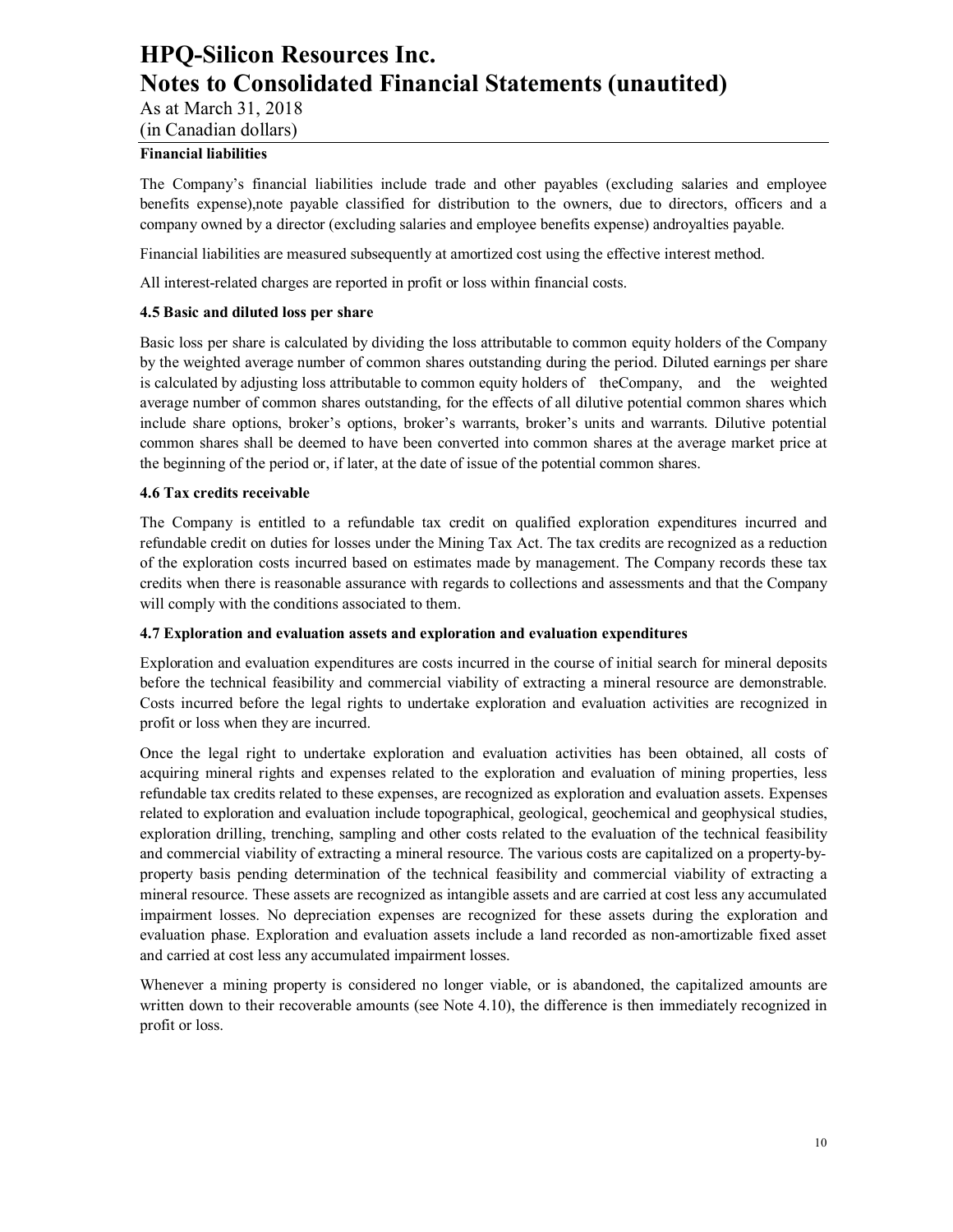#### Financial liabilities

The Company's financial liabilities include trade and other payables (excluding salaries and employee benefits expense),note payable classified for distribution to the owners, due to directors, officers and a company owned by a director (excluding salaries and employee benefits expense) androyalties payable.

Financial liabilities are measured subsequently at amortized cost using the effective interest method.

All interest-related charges are reported in profit or loss within financial costs.

#### 4.5 Basic and diluted loss per share

Basic loss per share is calculated by dividing the loss attributable to common equity holders of the Company by the weighted average number of common shares outstanding during the period. Diluted earnings per share is calculated by adjusting loss attributable to common equity holders of theCompany, and the weighted average number of common shares outstanding, for the effects of all dilutive potential common shares which include share options, broker's options, broker's warrants, broker's units and warrants. Dilutive potential common shares shall be deemed to have been converted into common shares at the average market price at the beginning of the period or, if later, at the date of issue of the potential common shares.

#### 4.6 Tax credits receivable

The Company is entitled to a refundable tax credit on qualified exploration expenditures incurred and refundable credit on duties for losses under the Mining Tax Act. The tax credits are recognized as a reduction of the exploration costs incurred based on estimates made by management. The Company records these tax credits when there is reasonable assurance with regards to collections and assessments and that the Company will comply with the conditions associated to them.

#### 4.7 Exploration and evaluation assets and exploration and evaluation expenditures

Exploration and evaluation expenditures are costs incurred in the course of initial search for mineral deposits before the technical feasibility and commercial viability of extracting a mineral resource are demonstrable. Costs incurred before the legal rights to undertake exploration and evaluation activities are recognized in profit or loss when they are incurred.

Once the legal right to undertake exploration and evaluation activities has been obtained, all costs of acquiring mineral rights and expenses related to the exploration and evaluation of mining properties, less refundable tax credits related to these expenses, are recognized as exploration and evaluation assets. Expenses related to exploration and evaluation include topographical, geological, geochemical and geophysical studies, exploration drilling, trenching, sampling and other costs related to the evaluation of the technical feasibility and commercial viability of extracting a mineral resource. The various costs are capitalized on a property-by-property basis pending determination of the technical feasibility and commercial viability of extracting a mineral resource. These assets are recognized as intangible assets and are carried at cost less any accumulated impairment losses. No depreciation expenses are recognized for these assets during the exploration and evaluation phase. Exploration and evaluation assets include a land recorded as non-amortizable fixed asset and carried at cost less any accumulated impairment losses.

Whenever a mining property is considered no longer viable, or is abandoned, the capitalized amounts are written down to their recoverable amounts (see Note 4.10), the difference is then immediately recognized in profit or loss.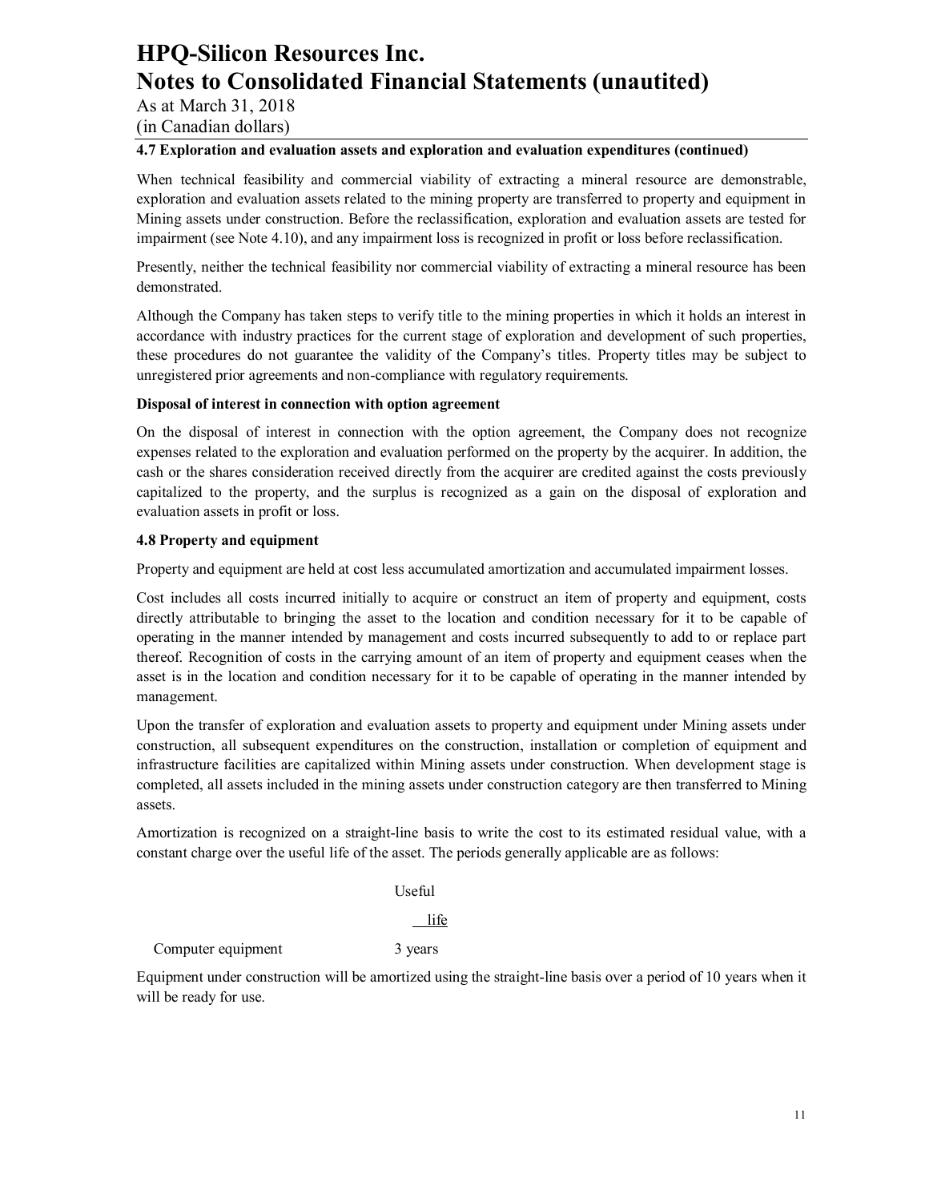### 4.7 Exploration and evaluation assets and exploration and evaluation expenditures (continued)

When technical feasibility and commercial viability of extracting a mineral resource are demonstrable, exploration and evaluation assets related to the mining property are transferred to property and equipment in Mining assets under construction. Before the reclassification, exploration and evaluation assets are tested for impairment (see Note 4.10), and any impairment loss is recognized in profit or loss before reclassification.

Presently, neither the technical feasibility nor commercial viability of extracting a mineral resource has been demonstrated.

Although the Company has taken steps to verify title to the mining properties in which it holds an interest in accordance with industry practices for the current stage of exploration and development of such properties, these procedures do not guarantee the validity of the Company's titles. Property titles may be subject to unregistered prior agreements and non-compliance with regulatory requirements.

**Disposal of interest in connection with option agreement**

On the disposal of interest in connection with the option agreement, the Company does not recognize expenses related to the exploration and evaluation performed on the property by the acquirer. In addition, the cash or the shares consideration received directly from the acquirer are credited against the costs previously capitalized to the property, and the surplus is recognized as a gain on the disposal of exploration and evaluation assets in profit or loss.

### 4.8 Property and equipment

Property and equipment are held at cost less accumulated amortization and accumulated impairment losses.

Cost includes all costs incurred initially to acquire or construct an item of property and equipment, costs directly attributable to bringing the asset to the location and condition necessary for it to be capable of operating in the manner intended by management and costs incurred subsequently to add to or replace part thereof. Recognition of costs in the carrying amount of an item of property and equipment ceases when the asset is in the location and condition necessary for it to be capable of operating in the manner intended by management.

Upon the transfer of exploration and evaluation assets to property and equipment under Mining assets under construction, all subsequent expenditures on the construction, installation or completion of equipment and infrastructure facilities are capitalized within Mining assets under construction. When development stage is completed, all assets included in the mining assets under construction category are then transferred to Mining assets.

Amortization is recognized on a straight-line basis to write the cost to its estimated residual value, with a constant charge over the useful life of the asset. The periods generally applicable are as follows:

| | Useful life |
|---|---|
| Computer equipment | 3 years |

Equipment under construction will be amortized using the straight-line basis over a period of 10 years when it will be ready for use.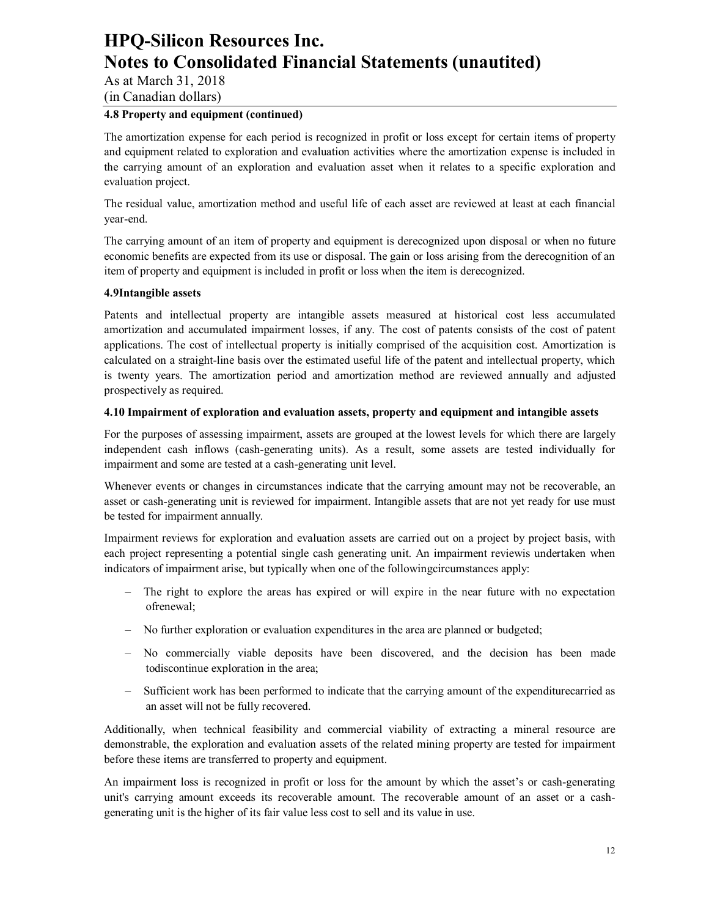#### 4.8 Property and equipment (continued)

The amortization expense for each period is recognized in profit or loss except for certain items of property and equipment related to exploration and evaluation activities where the amortization expense is included in the carrying amount of an exploration and evaluation asset when it relates to a specific exploration and evaluation project.

The residual value, amortization method and useful life of each asset are reviewed at least at each financial year-end.

The carrying amount of an item of property and equipment is derecognized upon disposal or when no future economic benefits are expected from its use or disposal. The gain or loss arising from the derecognition of an item of property and equipment is included in profit or loss when the item is derecognized.

#### 4.9Intangible assets

Patents and intellectual property are intangible assets measured at historical cost less accumulated amortization and accumulated impairment losses, if any. The cost of patents consists of the cost of patent applications. The cost of intellectual property is initially comprised of the acquisition cost. Amortization is calculated on a straight-line basis over the estimated useful life of the patent and intellectual property, which is twenty years. The amortization period and amortization method are reviewed annually and adjusted prospectively as required.

#### 4.10 Impairment of exploration and evaluation assets, property and equipment and intangible assets

For the purposes of assessing impairment, assets are grouped at the lowest levels for which there are largely independent cash inflows (cash-generating units). As a result, some assets are tested individually for impairment and some are tested at a cash-generating unit level.

Whenever events or changes in circumstances indicate that the carrying amount may not be recoverable, an asset or cash-generating unit is reviewed for impairment. Intangible assets that are not yet ready for use must be tested for impairment annually.

Impairment reviews for exploration and evaluation assets are carried out on a project by project basis, with each project representing a potential single cash generating unit. An impairment reviewis undertaken when indicators of impairment arise, but typically when one of the followingcircumstances apply:

- The right to explore the areas has expired or will expire in the near future with no expectation ofrenewal;
- No further exploration or evaluation expenditures in the area are planned or budgeted;
- No commercially viable deposits have been discovered, and the decision has been made todiscontinue exploration in the area;
- Sufficient work has been performed to indicate that the carrying amount of the expenditurecarried as an asset will not be fully recovered.

Additionally, when technical feasibility and commercial viability of extracting a mineral resource are demonstrable, the exploration and evaluation assets of the related mining property are tested for impairment before these items are transferred to property and equipment.

An impairment loss is recognized in profit or loss for the amount by which the asset's or cash-generating unit's carrying amount exceeds its recoverable amount. The recoverable amount of an asset or a cash-generating unit is the higher of its fair value less cost to sell and its value in use.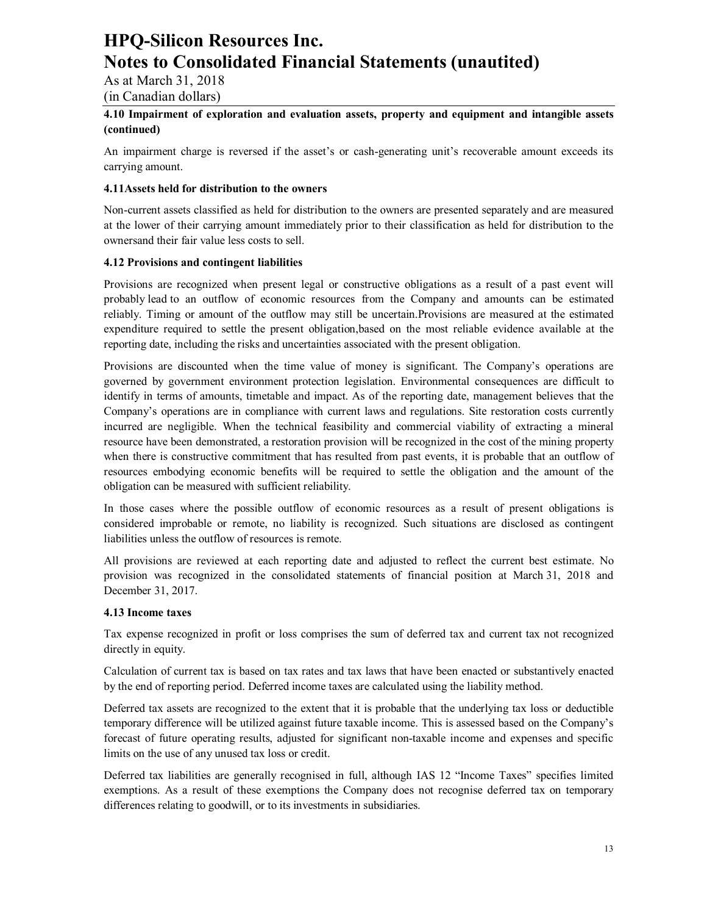#### 4.10 Impairment of exploration and evaluation assets, property and equipment and intangible assets (continued)

An impairment charge is reversed if the asset's or cash-generating unit's recoverable amount exceeds its carrying amount.

#### 4.11Assets held for distribution to the owners

Non-current assets classified as held for distribution to the owners are presented separately and are measured at the lower of their carrying amount immediately prior to their classification as held for distribution to the ownersand their fair value less costs to sell.

#### 4.12 Provisions and contingent liabilities

Provisions are recognized when present legal or constructive obligations as a result of a past event will probably lead to an outflow of economic resources from the Company and amounts can be estimated reliably. Timing or amount of the outflow may still be uncertain.Provisions are measured at the estimated expenditure required to settle the present obligation,based on the most reliable evidence available at the reporting date, including the risks and uncertainties associated with the present obligation.

Provisions are discounted when the time value of money is significant. The Company's operations are governed by government environment protection legislation. Environmental consequences are difficult to identify in terms of amounts, timetable and impact. As of the reporting date, management believes that the Company's operations are in compliance with current laws and regulations. Site restoration costs currently incurred are negligible. When the technical feasibility and commercial viability of extracting a mineral resource have been demonstrated, a restoration provision will be recognized in the cost of the mining property when there is constructive commitment that has resulted from past events, it is probable that an outflow of resources embodying economic benefits will be required to settle the obligation and the amount of the obligation can be measured with sufficient reliability.

In those cases where the possible outflow of economic resources as a result of present obligations is considered improbable or remote, no liability is recognized. Such situations are disclosed as contingent liabilities unless the outflow of resources is remote.

All provisions are reviewed at each reporting date and adjusted to reflect the current best estimate. No provision was recognized in the consolidated statements of financial position at March 31, 2018 and December 31, 2017.

#### 4.13 Income taxes

Tax expense recognized in profit or loss comprises the sum of deferred tax and current tax not recognized directly in equity.

Calculation of current tax is based on tax rates and tax laws that have been enacted or substantively enacted by the end of reporting period. Deferred income taxes are calculated using the liability method.

Deferred tax assets are recognized to the extent that it is probable that the underlying tax loss or deductible temporary difference will be utilized against future taxable income. This is assessed based on the Company's forecast of future operating results, adjusted for significant non-taxable income and expenses and specific limits on the use of any unused tax loss or credit.

Deferred tax liabilities are generally recognised in full, although IAS 12 "Income Taxes" specifies limited exemptions. As a result of these exemptions the Company does not recognise deferred tax on temporary differences relating to goodwill, or to its investments in subsidiaries.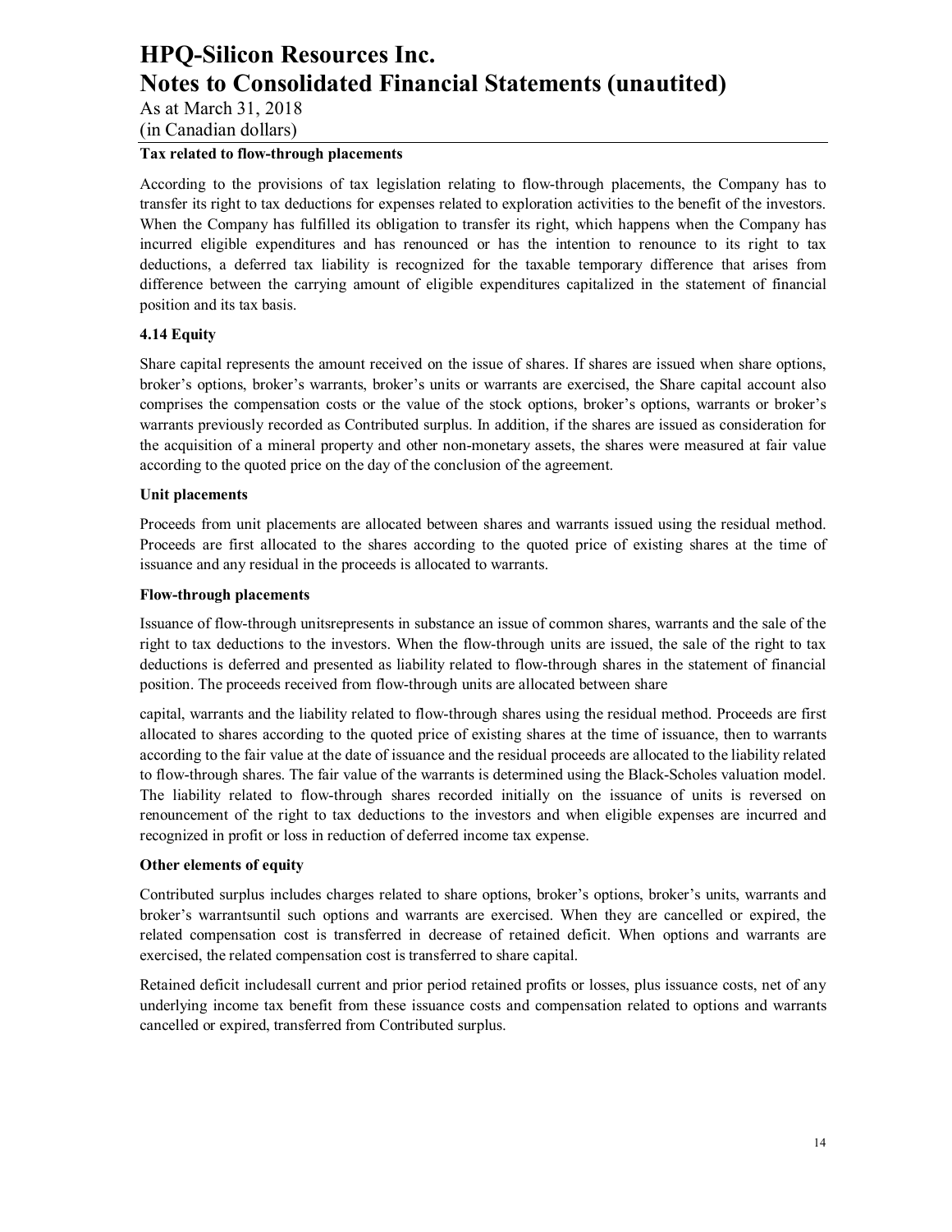**Tax related to flow-through placements**

According to the provisions of tax legislation relating to flow-through placements, the Company has to transfer its right to tax deductions for expenses related to exploration activities to the benefit of the investors. When the Company has fulfilled its obligation to transfer its right, which happens when the Company has incurred eligible expenditures and has renounced or has the intention to renounce to its right to tax deductions, a deferred tax liability is recognized for the taxable temporary difference that arises from difference between the carrying amount of eligible expenditures capitalized in the statement of financial position and its tax basis.

### 4.14 Equity

Share capital represents the amount received on the issue of shares. If shares are issued when share options, broker's options, broker's warrants, broker's units or warrants are exercised, the Share capital account also comprises the compensation costs or the value of the stock options, broker's options, warrants or broker's warrants previously recorded as Contributed surplus. In addition, if the shares are issued as consideration for the acquisition of a mineral property and other non-monetary assets, the shares were measured at fair value according to the quoted price on the day of the conclusion of the agreement.

**Unit placements**

Proceeds from unit placements are allocated between shares and warrants issued using the residual method. Proceeds are first allocated to the shares according to the quoted price of existing shares at the time of issuance and any residual in the proceeds is allocated to warrants.

**Flow-through placements**

Issuance of flow-through unitsrepresents in substance an issue of common shares, warrants and the sale of the right to tax deductions to the investors. When the flow-through units are issued, the sale of the right to tax deductions is deferred and presented as liability related to flow-through shares in the statement of financial position. The proceeds received from flow-through units are allocated between share capital, warrants and the liability related to flow-through shares using the residual method. Proceeds are first allocated to shares according to the quoted price of existing shares at the time of issuance, then to warrants according to the fair value at the date of issuance and the residual proceeds are allocated to the liability related to flow-through shares. The fair value of the warrants is determined using the Black-Scholes valuation model. The liability related to flow-through shares recorded initially on the issuance of units is reversed on renouncement of the right to tax deductions to the investors and when eligible expenses are incurred and recognized in profit or loss in reduction of deferred income tax expense.

**Other elements of equity**

Contributed surplus includes charges related to share options, broker's options, broker's units, warrants and broker's warrantsuntil such options and warrants are exercised. When they are cancelled or expired, the related compensation cost is transferred in decrease of retained deficit. When options and warrants are exercised, the related compensation cost is transferred to share capital.

Retained deficit includesall current and prior period retained profits or losses, plus issuance costs, net of any underlying income tax benefit from these issuance costs and compensation related to options and warrants cancelled or expired, transferred from Contributed surplus.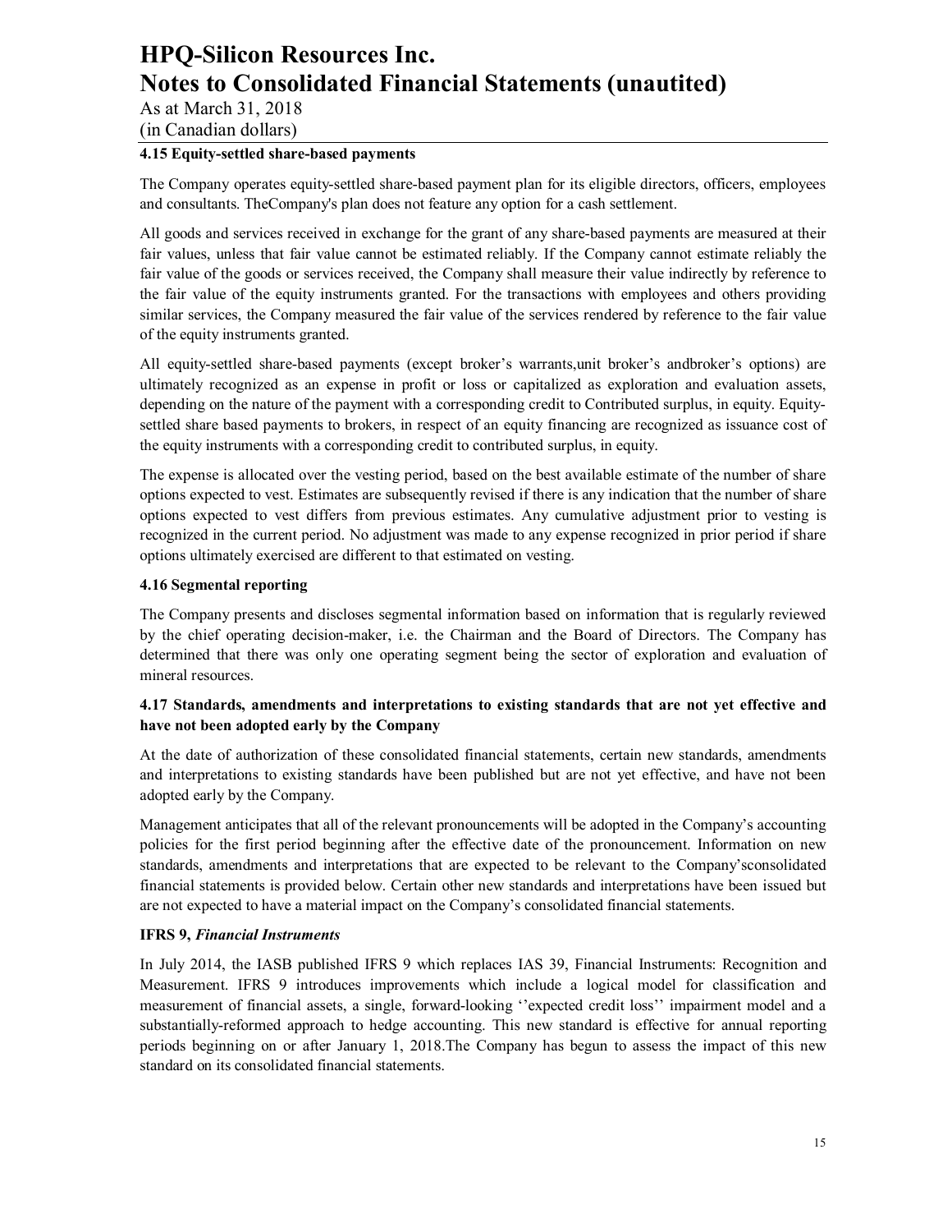### 4.15 Equity-settled share-based payments

The Company operates equity-settled share-based payment plan for its eligible directors, officers, employees and consultants. TheCompany's plan does not feature any option for a cash settlement.

All goods and services received in exchange for the grant of any share-based payments are measured at their fair values, unless that fair value cannot be estimated reliably. If the Company cannot estimate reliably the fair value of the goods or services received, the Company shall measure their value indirectly by reference to the fair value of the equity instruments granted. For the transactions with employees and others providing similar services, the Company measured the fair value of the services rendered by reference to the fair value of the equity instruments granted.

All equity-settled share-based payments (except broker's warrants,unit broker's andbroker's options) are ultimately recognized as an expense in profit or loss or capitalized as exploration and evaluation assets, depending on the nature of the payment with a corresponding credit to Contributed surplus, in equity. Equity-settled share based payments to brokers, in respect of an equity financing are recognized as issuance cost of the equity instruments with a corresponding credit to contributed surplus, in equity.

The expense is allocated over the vesting period, based on the best available estimate of the number of share options expected to vest. Estimates are subsequently revised if there is any indication that the number of share options expected to vest differs from previous estimates. Any cumulative adjustment prior to vesting is recognized in the current period. No adjustment was made to any expense recognized in prior period if share options ultimately exercised are different to that estimated on vesting.

### 4.16 Segmental reporting

The Company presents and discloses segmental information based on information that is regularly reviewed by the chief operating decision-maker, i.e. the Chairman and the Board of Directors. The Company has determined that there was only one operating segment being the sector of exploration and evaluation of mineral resources.

### 4.17 Standards, amendments and interpretations to existing standards that are not yet effective and have not been adopted early by the Company

At the date of authorization of these consolidated financial statements, certain new standards, amendments and interpretations to existing standards have been published but are not yet effective, and have not been adopted early by the Company.

Management anticipates that all of the relevant pronouncements will be adopted in the Company's accounting policies for the first period beginning after the effective date of the pronouncement. Information on new standards, amendments and interpretations that are expected to be relevant to the Company'sconsolidated financial statements is provided below. Certain other new standards and interpretations have been issued but are not expected to have a material impact on the Company's consolidated financial statements.

**IFRS 9, *Financial Instruments***

In July 2014, the IASB published IFRS 9 which replaces IAS 39, Financial Instruments: Recognition and Measurement. IFRS 9 introduces improvements which include a logical model for classification and measurement of financial assets, a single, forward-looking ''expected credit loss'' impairment model and a substantially-reformed approach to hedge accounting. This new standard is effective for annual reporting periods beginning on or after January 1, 2018.The Company has begun to assess the impact of this new standard on its consolidated financial statements.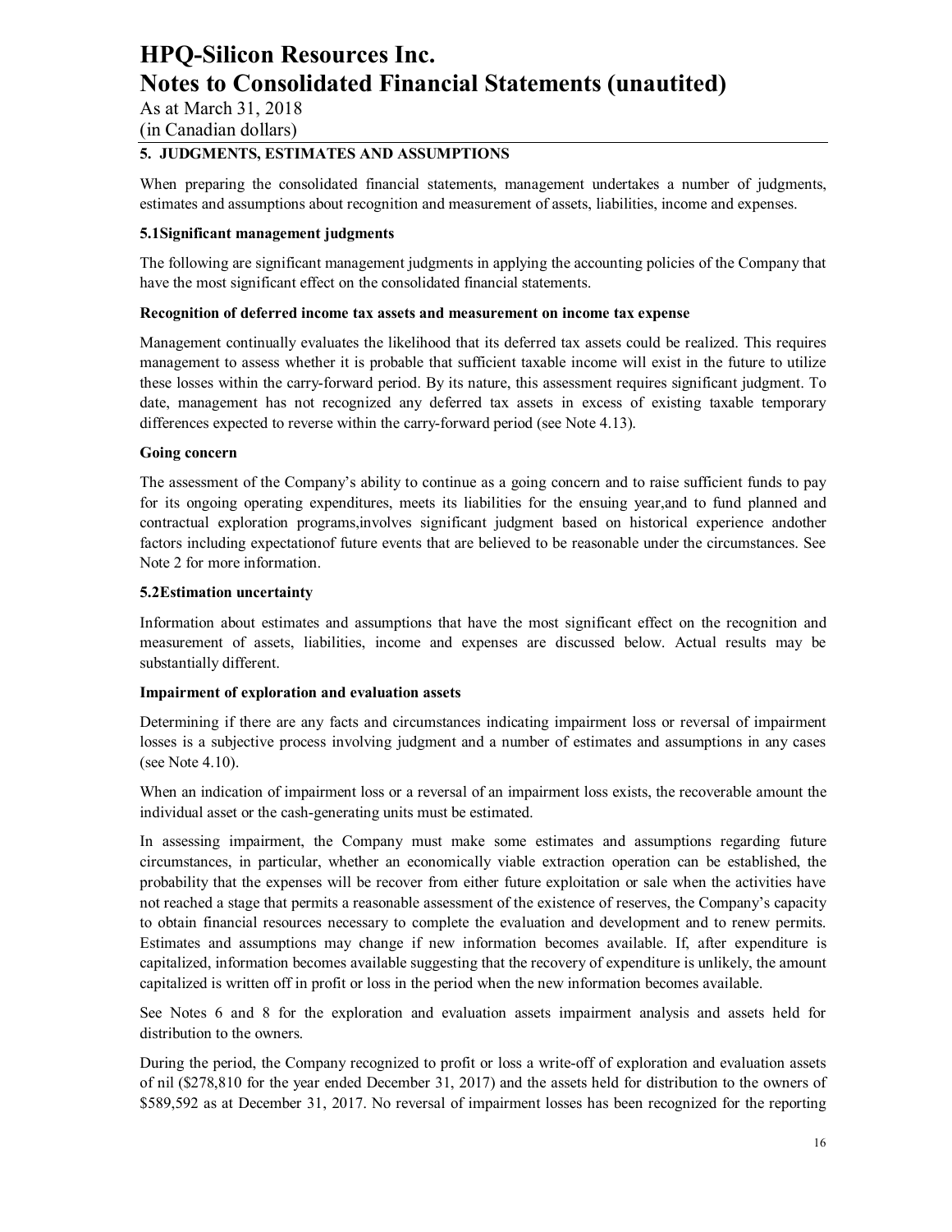## 5. JUDGMENTS, ESTIMATES AND ASSUMPTIONS

When preparing the consolidated financial statements, management undertakes a number of judgments, estimates and assumptions about recognition and measurement of assets, liabilities, income and expenses.

### 5.1Significant management judgments

The following are significant management judgments in applying the accounting policies of the Company that have the most significant effect on the consolidated financial statements.

**Recognition of deferred income tax assets and measurement on income tax expense**

Management continually evaluates the likelihood that its deferred tax assets could be realized. This requires management to assess whether it is probable that sufficient taxable income will exist in the future to utilize these losses within the carry-forward period. By its nature, this assessment requires significant judgment. To date, management has not recognized any deferred tax assets in excess of existing taxable temporary differences expected to reverse within the carry-forward period (see Note 4.13).

**Going concern**

The assessment of the Company's ability to continue as a going concern and to raise sufficient funds to pay for its ongoing operating expenditures, meets its liabilities for the ensuing year,and to fund planned and contractual exploration programs,involves significant judgment based on historical experience andother factors including expectationof future events that are believed to be reasonable under the circumstances. See Note 2 for more information.

### 5.2Estimation uncertainty

Information about estimates and assumptions that have the most significant effect on the recognition and measurement of assets, liabilities, income and expenses are discussed below. Actual results may be substantially different.

**Impairment of exploration and evaluation assets**

Determining if there are any facts and circumstances indicating impairment loss or reversal of impairment losses is a subjective process involving judgment and a number of estimates and assumptions in any cases (see Note 4.10).

When an indication of impairment loss or a reversal of an impairment loss exists, the recoverable amount the individual asset or the cash-generating units must be estimated.

In assessing impairment, the Company must make some estimates and assumptions regarding future circumstances, in particular, whether an economically viable extraction operation can be established, the probability that the expenses will be recover from either future exploitation or sale when the activities have not reached a stage that permits a reasonable assessment of the existence of reserves, the Company's capacity to obtain financial resources necessary to complete the evaluation and development and to renew permits. Estimates and assumptions may change if new information becomes available. If, after expenditure is capitalized, information becomes available suggesting that the recovery of expenditure is unlikely, the amount capitalized is written off in profit or loss in the period when the new information becomes available.

See Notes 6 and 8 for the exploration and evaluation assets impairment analysis and assets held for distribution to the owners.

During the period, the Company recognized to profit or loss a write-off of exploration and evaluation assets of nil ($278,810 for the year ended December 31, 2017) and the assets held for distribution to the owners of $589,592 as at December 31, 2017. No reversal of impairment losses has been recognized for the reporting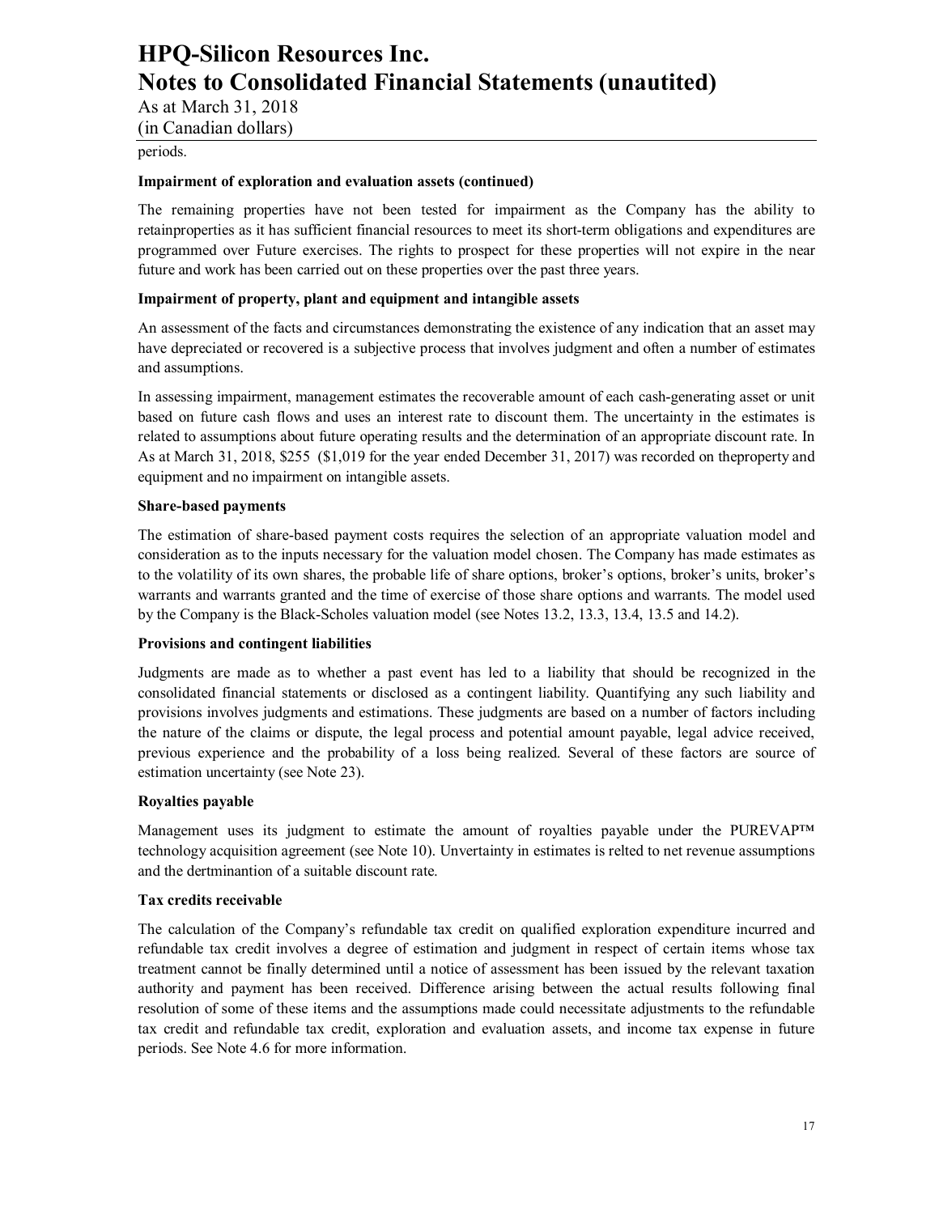periods.

**Impairment of exploration and evaluation assets (continued)**

The remaining properties have not been tested for impairment as the Company has the ability to retainproperties as it has sufficient financial resources to meet its short-term obligations and expenditures are programmed over Future exercises. The rights to prospect for these properties will not expire in the near future and work has been carried out on these properties over the past three years.

**Impairment of property, plant and equipment and intangible assets**

An assessment of the facts and circumstances demonstrating the existence of any indication that an asset may have depreciated or recovered is a subjective process that involves judgment and often a number of estimates and assumptions.

In assessing impairment, management estimates the recoverable amount of each cash-generating asset or unit based on future cash flows and uses an interest rate to discount them. The uncertainty in the estimates is related to assumptions about future operating results and the determination of an appropriate discount rate. In As at March 31, 2018, $255 ($1,019 for the year ended December 31, 2017) was recorded on theproperty and equipment and no impairment on intangible assets.

**Share-based payments**

The estimation of share-based payment costs requires the selection of an appropriate valuation model and consideration as to the inputs necessary for the valuation model chosen. The Company has made estimates as to the volatility of its own shares, the probable life of share options, broker's options, broker's units, broker's warrants and warrants granted and the time of exercise of those share options and warrants. The model used by the Company is the Black-Scholes valuation model (see Notes 13.2, 13.3, 13.4, 13.5 and 14.2).

**Provisions and contingent liabilities**

Judgments are made as to whether a past event has led to a liability that should be recognized in the consolidated financial statements or disclosed as a contingent liability. Quantifying any such liability and provisions involves judgments and estimations. These judgments are based on a number of factors including the nature of the claims or dispute, the legal process and potential amount payable, legal advice received, previous experience and the probability of a loss being realized. Several of these factors are source of estimation uncertainty (see Note 23).

**Royalties payable**

Management uses its judgment to estimate the amount of royalties payable under the PUREVAP™ technology acquisition agreement (see Note 10). Unvertainty in estimates is relted to net revenue assumptions and the dertminantion of a suitable discount rate.

**Tax credits receivable**

The calculation of the Company's refundable tax credit on qualified exploration expenditure incurred and refundable tax credit involves a degree of estimation and judgment in respect of certain items whose tax treatment cannot be finally determined until a notice of assessment has been issued by the relevant taxation authority and payment has been received. Difference arising between the actual results following final resolution of some of these items and the assumptions made could necessitate adjustments to the refundable tax credit and refundable tax credit, exploration and evaluation assets, and income tax expense in future periods. See Note 4.6 for more information.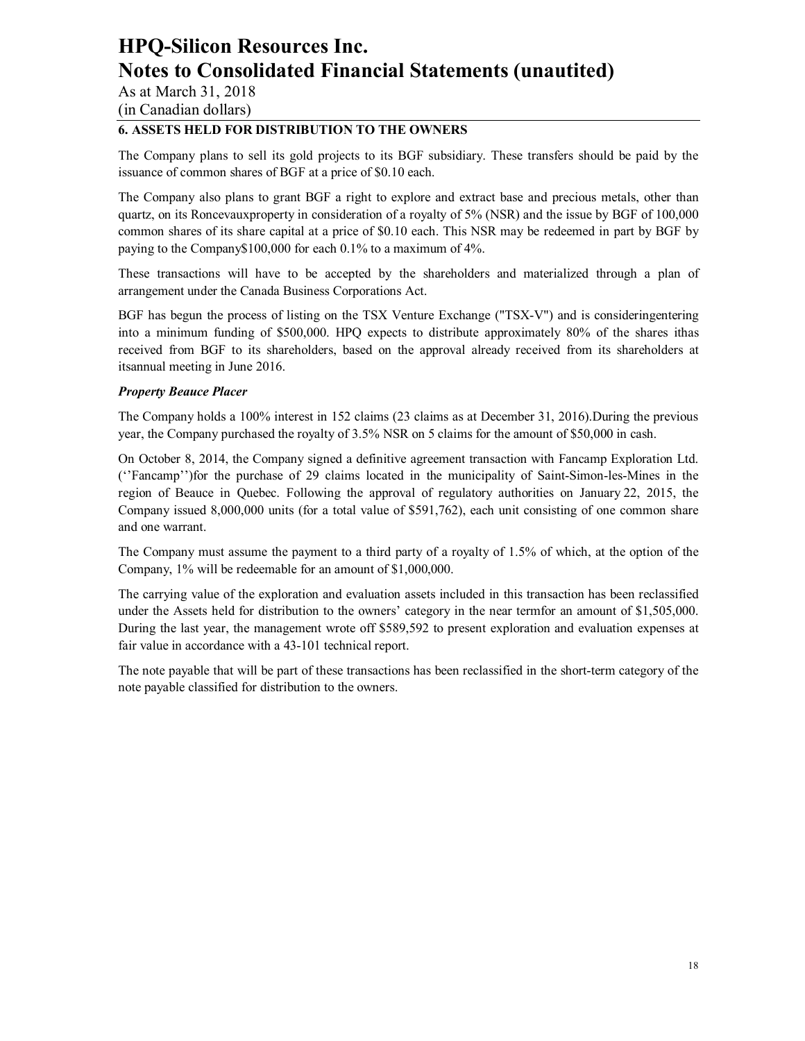# HPQ-Silicon Resources Inc.
# Notes to Consolidated Financial Statements (unautited)

As at March 31, 2018
(in Canadian dollars)

## 6. ASSETS HELD FOR DISTRIBUTION TO THE OWNERS

The Company plans to sell its gold projects to its BGF subsidiary. These transfers should be paid by the issuance of common shares of BGF at a price of $0.10 each.

The Company also plans to grant BGF a right to explore and extract base and precious metals, other than quartz, on its Roncevauxproperty in consideration of a royalty of 5% (NSR) and the issue by BGF of 100,000 common shares of its share capital at a price of $0.10 each. This NSR may be redeemed in part by BGF by paying to the Company$100,000 for each 0.1% to a maximum of 4%.

These transactions will have to be accepted by the shareholders and materialized through a plan of arrangement under the Canada Business Corporations Act.

BGF has begun the process of listing on the TSX Venture Exchange ("TSX-V") and is consideringentering into a minimum funding of $500,000. HPQ expects to distribute approximately 80% of the shares ithas received from BGF to its shareholders, based on the approval already received from its shareholders at itsannual meeting in June 2016.

***Property Beauce Placer***

The Company holds a 100% interest in 152 claims (23 claims as at December 31, 2016).During the previous year, the Company purchased the royalty of 3.5% NSR on 5 claims for the amount of $50,000 in cash.

On October 8, 2014, the Company signed a definitive agreement transaction with Fancamp Exploration Ltd. (''Fancamp'')for the purchase of 29 claims located in the municipality of Saint-Simon-les-Mines in the region of Beauce in Quebec. Following the approval of regulatory authorities on January 22, 2015, the Company issued 8,000,000 units (for a total value of $591,762), each unit consisting of one common share and one warrant.

The Company must assume the payment to a third party of a royalty of 1.5% of which, at the option of the Company, 1% will be redeemable for an amount of $1,000,000.

The carrying value of the exploration and evaluation assets included in this transaction has been reclassified under the Assets held for distribution to the owners' category in the near termfor an amount of $1,505,000. During the last year, the management wrote off $589,592 to present exploration and evaluation expenses at fair value in accordance with a 43-101 technical report.

The note payable that will be part of these transactions has been reclassified in the short-term category of the note payable classified for distribution to the owners.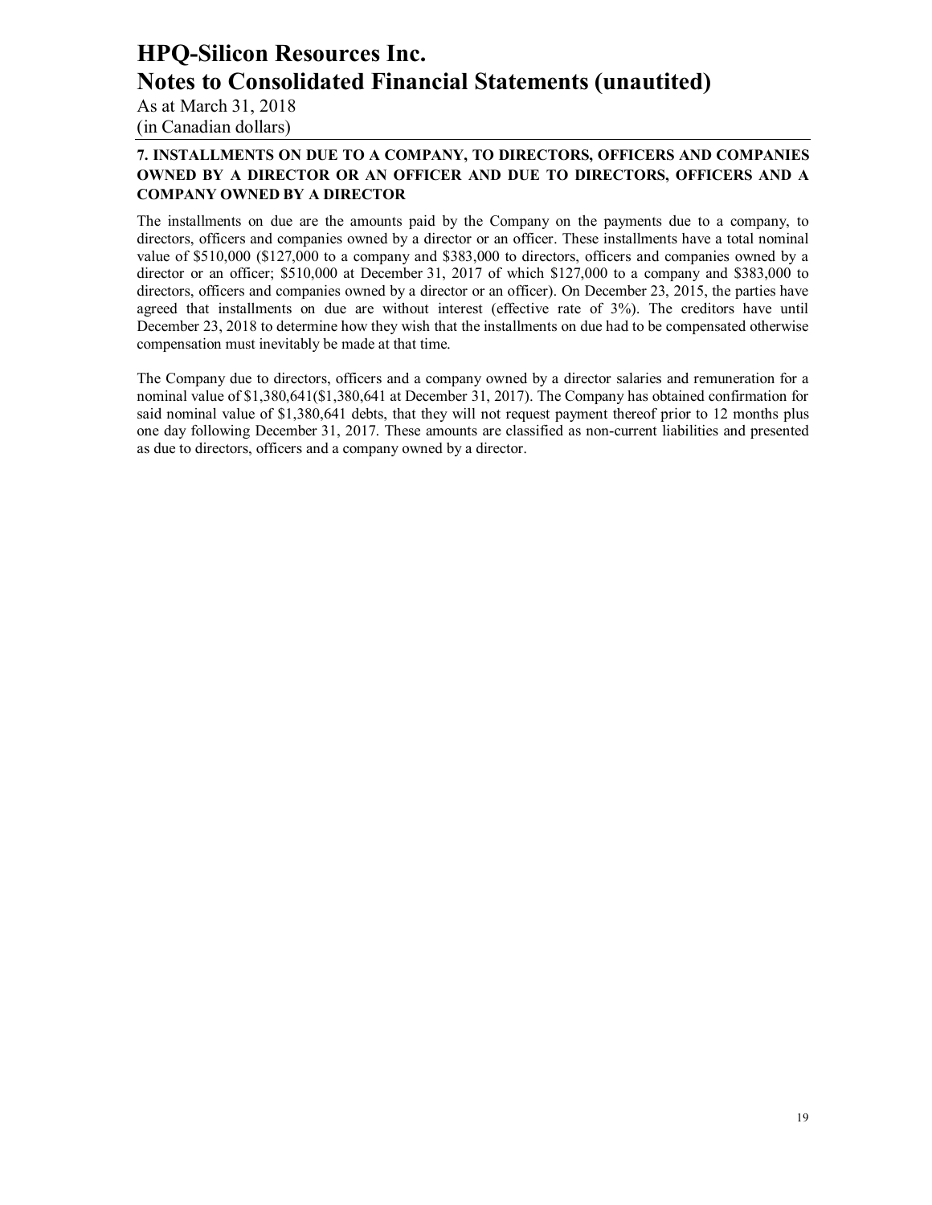# HPQ-Silicon Resources Inc.
# Notes to Consolidated Financial Statements (unautited)

As at March 31, 2018
(in Canadian dollars)

## 7. INSTALLMENTS ON DUE TO A COMPANY, TO DIRECTORS, OFFICERS AND COMPANIES OWNED BY A DIRECTOR OR AN OFFICER AND DUE TO DIRECTORS, OFFICERS AND A COMPANY OWNED BY A DIRECTOR

The installments on due are the amounts paid by the Company on the payments due to a company, to directors, officers and companies owned by a director or an officer. These installments have a total nominal value of $510,000 ($127,000 to a company and $383,000 to directors, officers and companies owned by a director or an officer; $510,000 at December 31, 2017 of which $127,000 to a company and $383,000 to directors, officers and companies owned by a director or an officer). On December 23, 2015, the parties have agreed that installments on due are without interest (effective rate of 3%). The creditors have until December 23, 2018 to determine how they wish that the installments on due had to be compensated otherwise compensation must inevitably be made at that time.

The Company due to directors, officers and a company owned by a director salaries and remuneration for a nominal value of $1,380,641($1,380,641 at December 31, 2017). The Company has obtained confirmation for said nominal value of $1,380,641 debts, that they will not request payment thereof prior to 12 months plus one day following December 31, 2017. These amounts are classified as non-current liabilities and presented as due to directors, officers and a company owned by a director.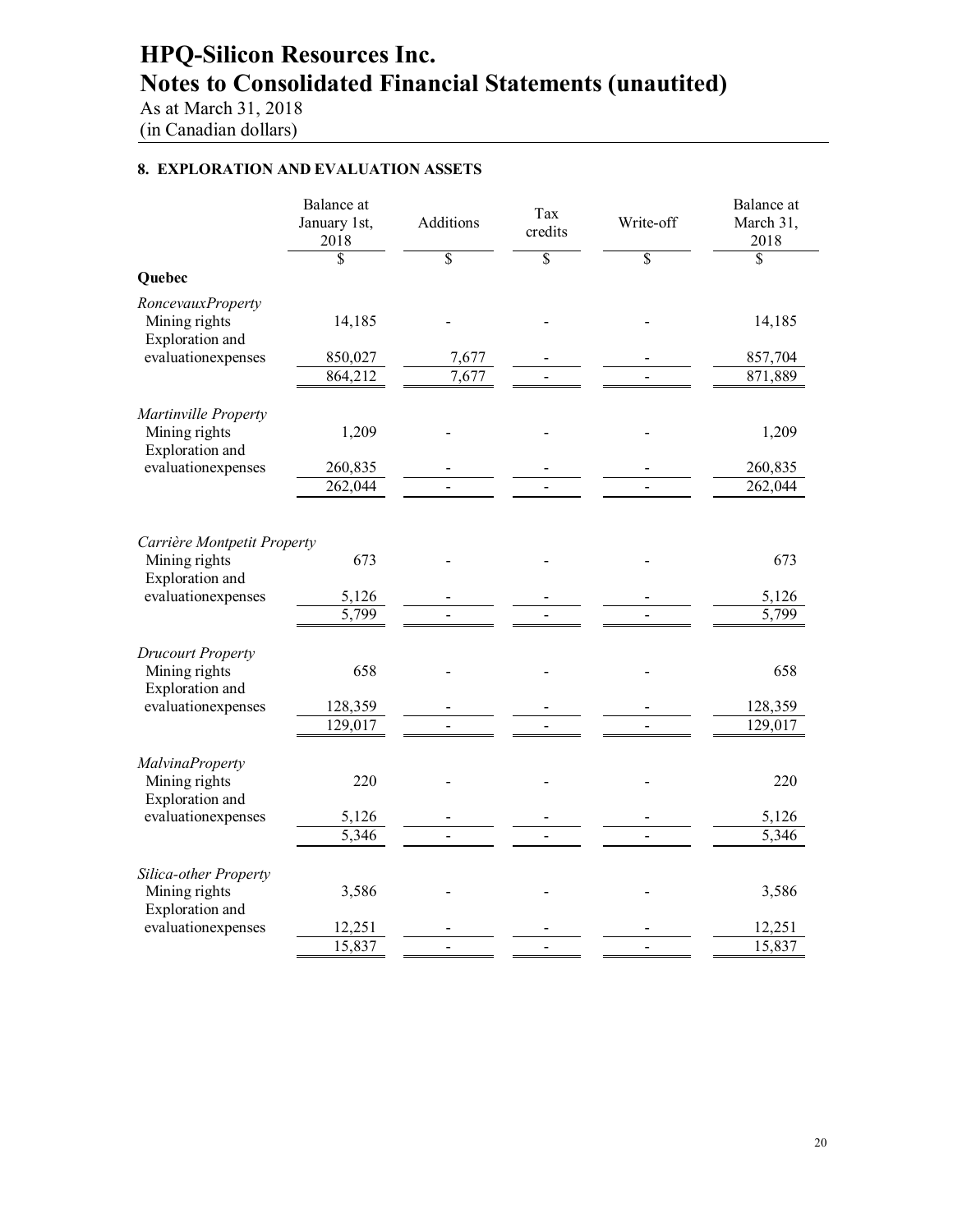# HPQ-Silicon Resources Inc.
# Notes to Consolidated Financial Statements (unautited)

As at March 31, 2018
(in Canadian dollars)

## 8. EXPLORATION AND EVALUATION ASSETS

| | Balance at January 1st, 2018 | Additions | Tax credits | Write-off | Balance at March 31, 2018 |
|---|---|---|---|---|---|
| | $ | $ | $ | $ | $ |
| **Quebec** | | | | | |
| *RoncevauxProperty* | | | | | |
| Mining rights | 14,185 | - | - | - | 14,185 |
| Exploration and evaluationexpenses | 850,027 | 7,677 | - | - | 857,704 |
| | 864,212 | 7,677 | - | - | 871,889 |
| *Martinville Property* | | | | | |
| Mining rights | 1,209 | - | - | - | 1,209 |
| Exploration and evaluationexpenses | 260,835 | - | - | - | 260,835 |
| | 262,044 | - | - | - | 262,044 |
| *Carrière Montpetit Property* | | | | | |
| Mining rights | 673 | - | - | - | 673 |
| Exploration and evaluationexpenses | 5,126 | - | - | - | 5,126 |
| | 5,799 | - | - | - | 5,799 |
| *Drucourt Property* | | | | | |
| Mining rights | 658 | - | - | - | 658 |
| Exploration and evaluationexpenses | 128,359 | - | - | - | 128,359 |
| | 129,017 | - | - | - | 129,017 |
| *MalvinaProperty* | | | | | |
| Mining rights | 220 | - | - | - | 220 |
| Exploration and evaluationexpenses | 5,126 | - | - | - | 5,126 |
| | 5,346 | - | - | - | 5,346 |
| *Silica-other Property* | | | | | |
| Mining rights | 3,586 | - | - | - | 3,586 |
| Exploration and evaluationexpenses | 12,251 | - | - | - | 12,251 |
| | 15,837 | - | - | - | 15,837 |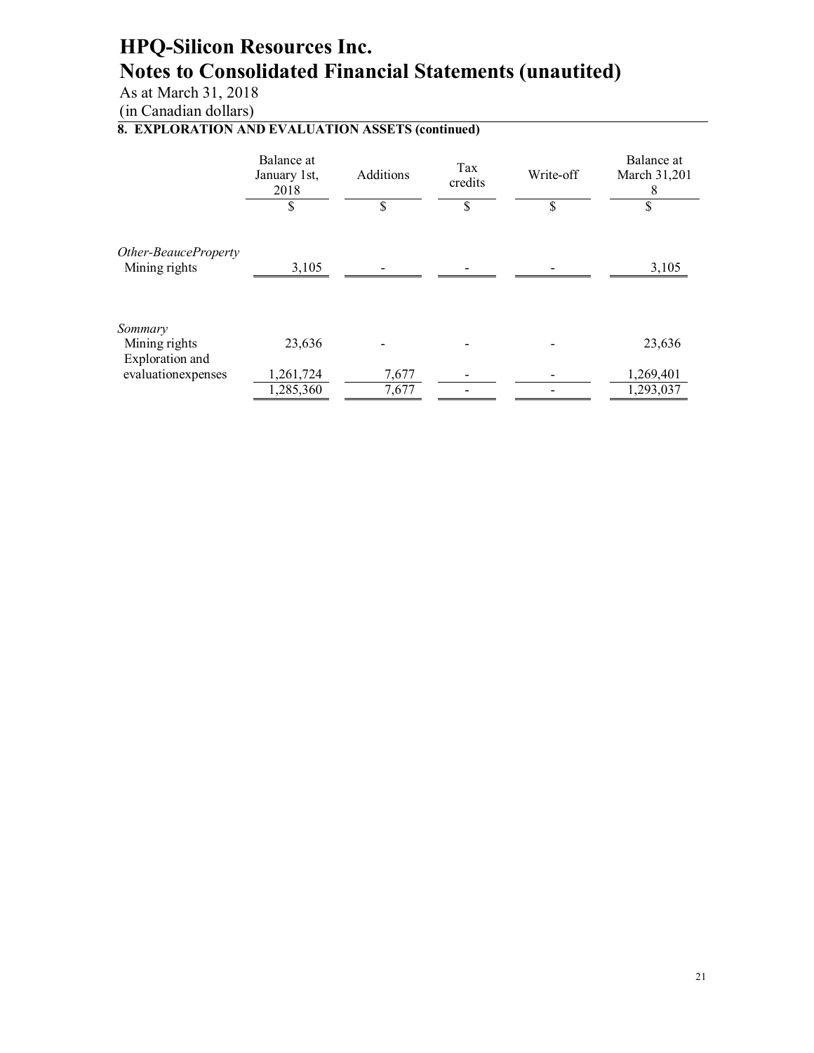# HPQ-Silicon Resources Inc.
# Notes to Consolidated Financial Statements (unautited)

As at March 31, 2018
(in Canadian dollars)

## 8. EXPLORATION AND EVALUATION ASSETS (continued)

| | Balance at January 1st, 2018 | Additions | Tax credits | Write-off | Balance at March 31,2018 |
|---|---|---|---|---|---|
| | $ | $ | $ | $ | $ |
| *Other-BeauceProperty* | | | | | |
| Mining rights | 3,105 | - | - | - | 3,105 |
| *Sommary* | | | | | |
| Mining rights | 23,636 | - | - | - | 23,636 |
| Exploration and evaluationexpenses | 1,261,724 | 7,677 | - | - | 1,269,401 |
| | 1,285,360 | 7,677 | - | - | 1,293,037 |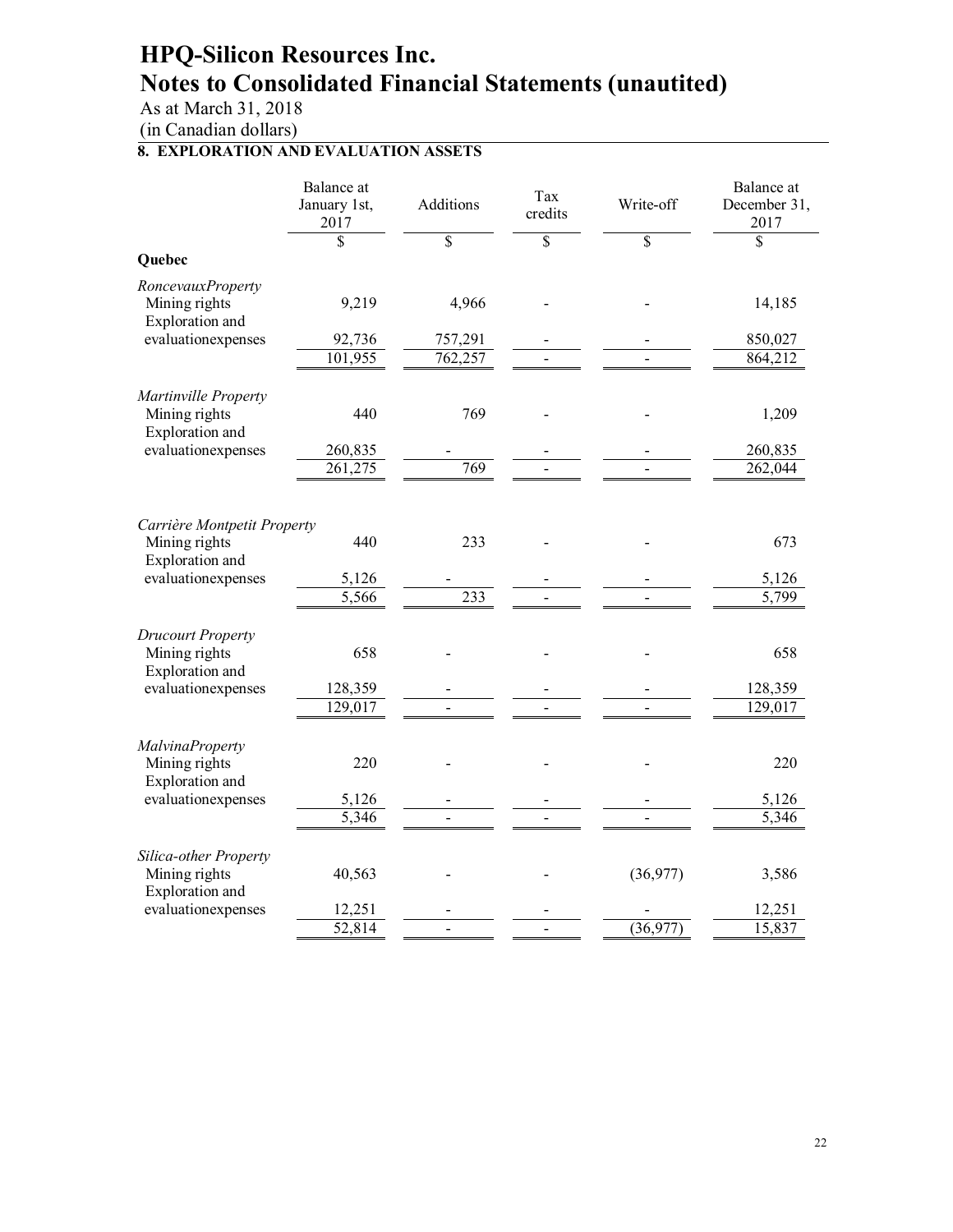# HPQ-Silicon Resources Inc.
# Notes to Consolidated Financial Statements (unautited)

As at March 31, 2018
(in Canadian dollars)

## 8. EXPLORATION AND EVALUATION ASSETS

| | Balance at January 1st, 2017 | Additions | Tax credits | Write-off | Balance at December 31, 2017 |
|---|---|---|---|---|---|
| | $ | $ | $ | $ | $ |
| **Quebec** | | | | | |
| *RoncevauxProperty* | | | | | |
| Mining rights | 9,219 | 4,966 | - | - | 14,185 |
| Exploration and evaluationexpenses | 92,736 | 757,291 | - | - | 850,027 |
| | 101,955 | 762,257 | - | - | 864,212 |
| *Martinville Property* | | | | | |
| Mining rights | 440 | 769 | - | - | 1,209 |
| Exploration and evaluationexpenses | 260,835 | - | - | - | 260,835 |
| | 261,275 | 769 | - | - | 262,044 |
| *Carrière Montpetit Property* | | | | | |
| Mining rights | 440 | 233 | - | - | 673 |
| Exploration and evaluationexpenses | 5,126 | - | - | - | 5,126 |
| | 5,566 | 233 | - | - | 5,799 |
| *Drucourt Property* | | | | | |
| Mining rights | 658 | - | - | - | 658 |
| Exploration and evaluationexpenses | 128,359 | - | - | - | 128,359 |
| | 129,017 | - | - | - | 129,017 |
| *MalvinaProperty* | | | | | |
| Mining rights | 220 | - | - | - | 220 |
| Exploration and evaluationexpenses | 5,126 | - | - | - | 5,126 |
| | 5,346 | - | - | - | 5,346 |
| *Silica-other Property* | | | | | |
| Mining rights | 40,563 | - | - | (36,977) | 3,586 |
| Exploration and evaluationexpenses | 12,251 | - | - | - | 12,251 |
| | 52,814 | - | - | (36,977) | 15,837 |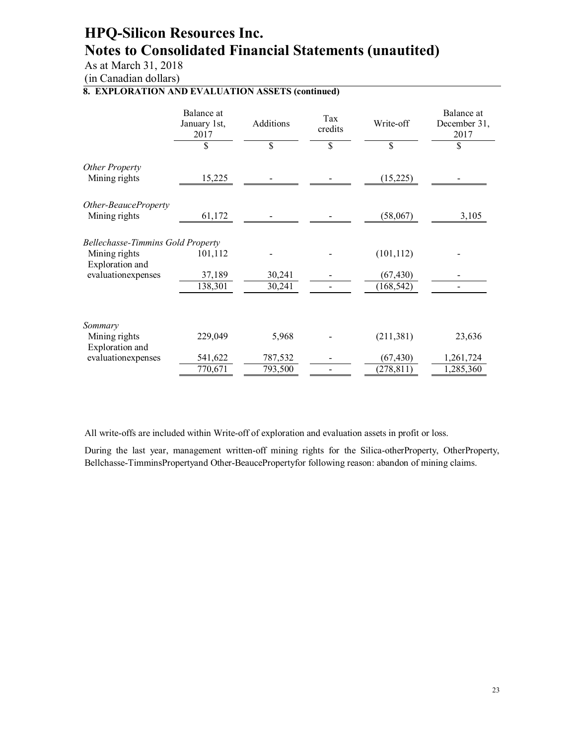# HPQ-Silicon Resources Inc.
# Notes to Consolidated Financial Statements (unautited)

As at March 31, 2018
(in Canadian dollars)

## 8. EXPLORATION AND EVALUATION ASSETS (continued)

| | Balance at January 1st, 2017 | Additions | Tax credits | Write-off | Balance at December 31, 2017 |
|---|---|---|---|---|---|
| | $ | $ | $ | $ | $ |
| *Other Property* | | | | | |
| Mining rights | 15,225 | - | - | (15,225) | - |
| *Other-BeauceProperty* | | | | | |
| Mining rights | 61,172 | - | - | (58,067) | 3,105 |
| *Bellechasse-Timmins Gold Property* | | | | | |
| Mining rights | 101,112 | - | - | (101,112) | - |
| Exploration and evaluationexpenses | 37,189 | 30,241 | - | (67,430) | - |
| | 138,301 | 30,241 | - | (168,542) | - |
| *Sommary* | | | | | |
| Mining rights | 229,049 | 5,968 | - | (211,381) | 23,636 |
| Exploration and evaluationexpenses | 541,622 | 787,532 | - | (67,430) | 1,261,724 |
| | 770,671 | 793,500 | - | (278,811) | 1,285,360 |

All write-offs are included within Write-off of exploration and evaluation assets in profit or loss.

During the last year, management written-off mining rights for the Silica-otherProperty, OtherProperty, Bellchasse-TimminsPropertyand Other-BeaucePropertyfor following reason: abandon of mining claims.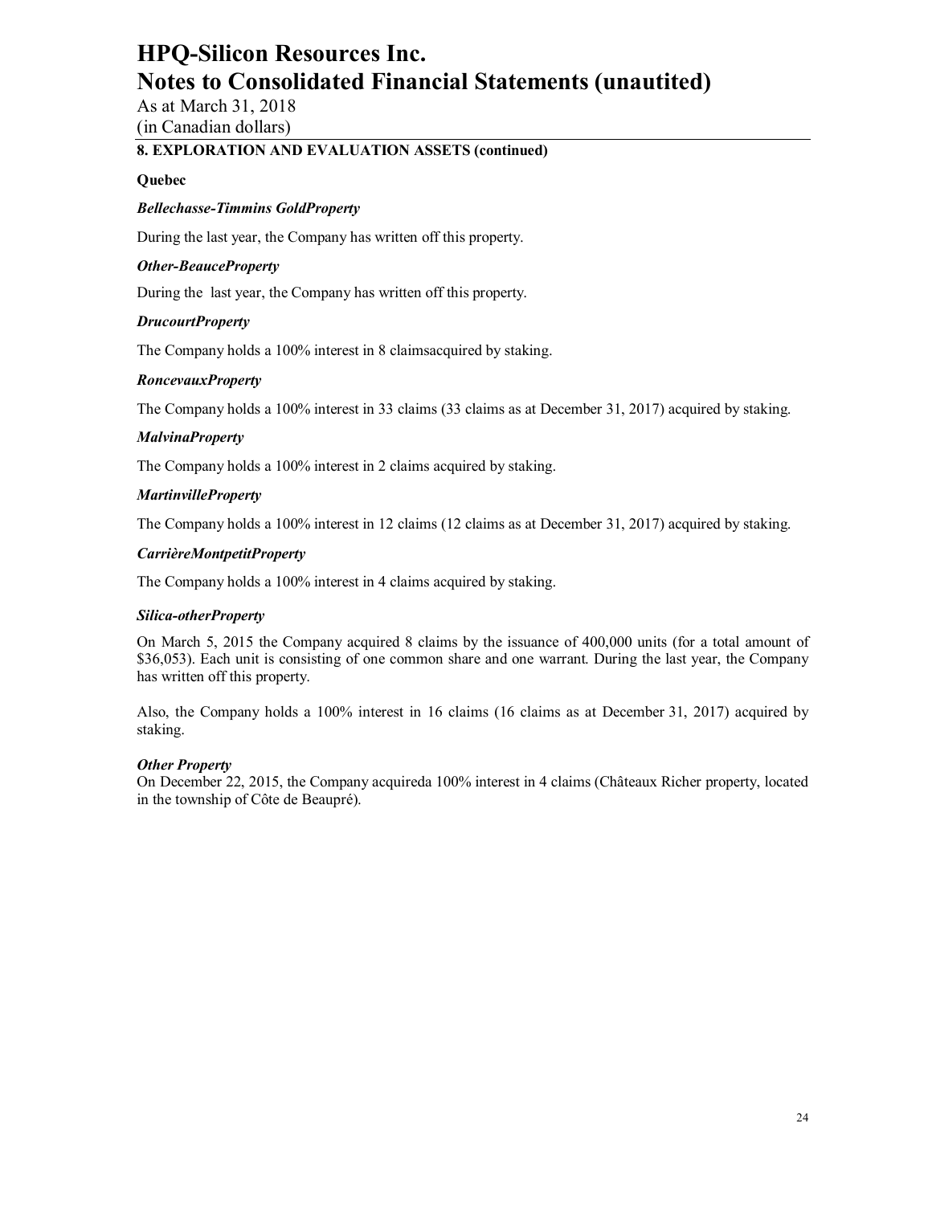## 8. EXPLORATION AND EVALUATION ASSETS (continued)

**Quebec**

***Bellechasse-Timmins GoldProperty***

During the last year, the Company has written off this property.

***Other-BeauceProperty***

During the  last year, the Company has written off this property.

***DrucourtProperty***

The Company holds a 100% interest in 8 claimsacquired by staking.

***RoncevauxProperty***

The Company holds a 100% interest in 33 claims (33 claims as at December 31, 2017) acquired by staking.

***MalvinaProperty***

The Company holds a 100% interest in 2 claims acquired by staking.

***MartinvilleProperty***

The Company holds a 100% interest in 12 claims (12 claims as at December 31, 2017) acquired by staking.

***CarrièreMontpetitProperty***

The Company holds a 100% interest in 4 claims acquired by staking.

***Silica-otherProperty***

On March 5, 2015 the Company acquired 8 claims by the issuance of 400,000 units (for a total amount of $36,053). Each unit is consisting of one common share and one warrant. During the last year, the Company has written off this property.

Also, the Company holds a 100% interest in 16 claims (16 claims as at December 31, 2017) acquired by staking.

***Other Property***

On December 22, 2015, the Company acquireda 100% interest in 4 claims (Châteaux Richer property, located in the township of Côte de Beaupré).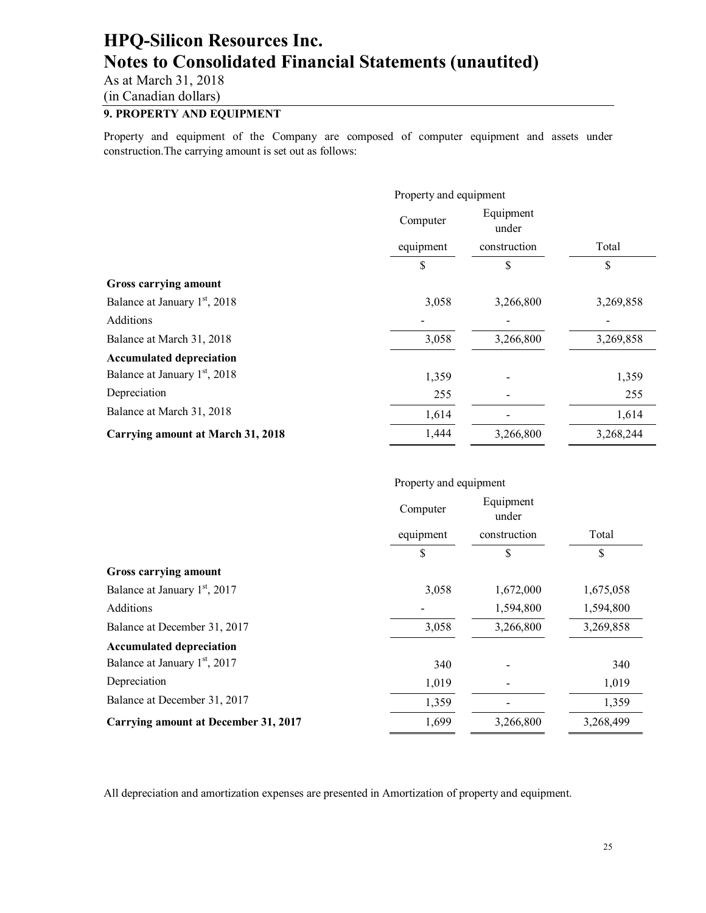# HPQ-Silicon Resources Inc.

# Notes to Consolidated Financial Statements (unautited)

As at March 31, 2018

(in Canadian dollars)

## 9. PROPERTY AND EQUIPMENT

Property and equipment of the Company are composed of computer equipment and assets under construction.The carrying amount is set out as follows:

| | Property and equipment | | |
|---|---|---|---|
| | Computer equipment | Equipment under construction | Total |
| | $ | $ | $ |
| **Gross carrying amount** | | | |
| Balance at January 1st, 2018 | 3,058 | 3,266,800 | 3,269,858 |
| Additions | - | - | - |
| Balance at March 31, 2018 | 3,058 | 3,266,800 | 3,269,858 |
| **Accumulated depreciation** | | | |
| Balance at January 1st, 2018 | 1,359 | - | 1,359 |
| Depreciation | 255 | - | 255 |
| Balance at March 31, 2018 | 1,614 | - | 1,614 |
| **Carrying amount at March 31, 2018** | 1,444 | 3,266,800 | 3,268,244 |

| | Property and equipment | | |
|---|---|---|---|
| | Computer equipment | Equipment under construction | Total |
| | $ | $ | $ |
| **Gross carrying amount** | | | |
| Balance at January 1st, 2017 | 3,058 | 1,672,000 | 1,675,058 |
| Additions | - | 1,594,800 | 1,594,800 |
| Balance at December 31, 2017 | 3,058 | 3,266,800 | 3,269,858 |
| **Accumulated depreciation** | | | |
| Balance at January 1st, 2017 | 340 | - | 340 |
| Depreciation | 1,019 | - | 1,019 |
| Balance at December 31, 2017 | 1,359 | - | 1,359 |
| **Carrying amount at December 31, 2017** | 1,699 | 3,266,800 | 3,268,499 |

All depreciation and amortization expenses are presented in Amortization of property and equipment.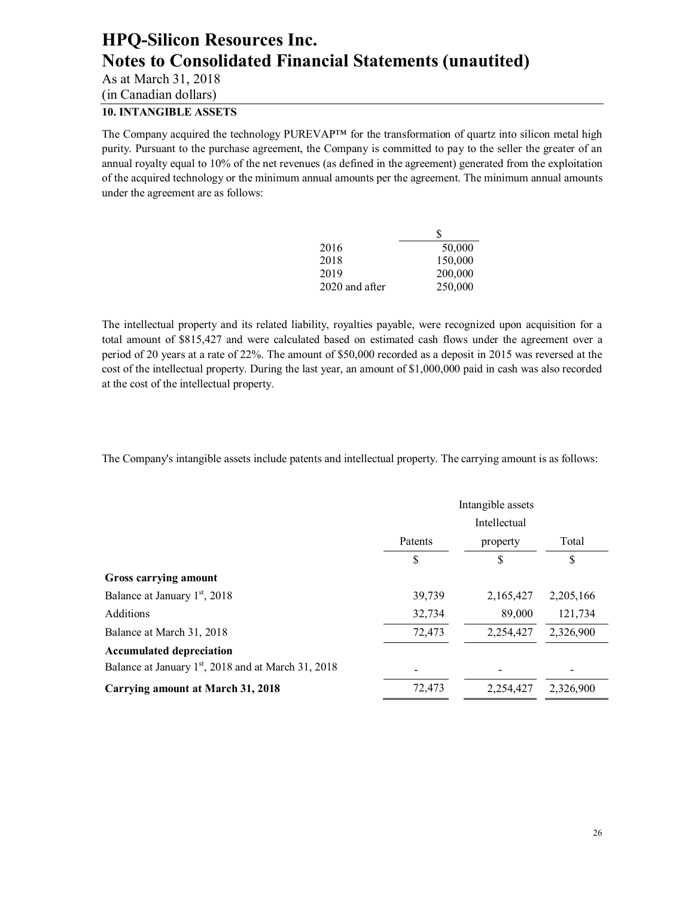# HPQ-Silicon Resources Inc.
# Notes to Consolidated Financial Statements (unautited)

As at March 31, 2018
(in Canadian dollars)

### 10. INTANGIBLE ASSETS

The Company acquired the technology PUREVAP™ for the transformation of quartz into silicon metal high purity. Pursuant to the purchase agreement, the Company is committed to pay to the seller the greater of an annual royalty equal to 10% of the net revenues (as defined in the agreement) generated from the exploitation of the acquired technology or the minimum annual amounts per the agreement. The minimum annual amounts under the agreement are as follows:

| | $ |
|---|---|
| 2016 | 50,000 |
| 2018 | 150,000 |
| 2019 | 200,000 |
| 2020 and after | 250,000 |

The intellectual property and its related liability, royalties payable, were recognized upon acquisition for a total amount of $815,427 and were calculated based on estimated cash flows under the agreement over a period of 20 years at a rate of 22%. The amount of $50,000 recorded as a deposit in 2015 was reversed at the cost of the intellectual property. During the last year, an amount of $1,000,000 paid in cash was also recorded at the cost of the intellectual property.

The Company's intangible assets include patents and intellectual property. The carrying amount is as follows:

| | Intangible assets | | |
|---|---|---|---|
| | Patents | Intellectual property | Total |
| | $ | $ | $ |
| **Gross carrying amount** | | | |
| Balance at January 1st, 2018 | 39,739 | 2,165,427 | 2,205,166 |
| Additions | 32,734 | 89,000 | 121,734 |
| Balance at March 31, 2018 | 72,473 | 2,254,427 | 2,326,900 |
| **Accumulated depreciation** | | | |
| Balance at January 1st, 2018 and at March 31, 2018 | - | - | - |
| **Carrying amount at March 31, 2018** | 72,473 | 2,254,427 | 2,326,900 |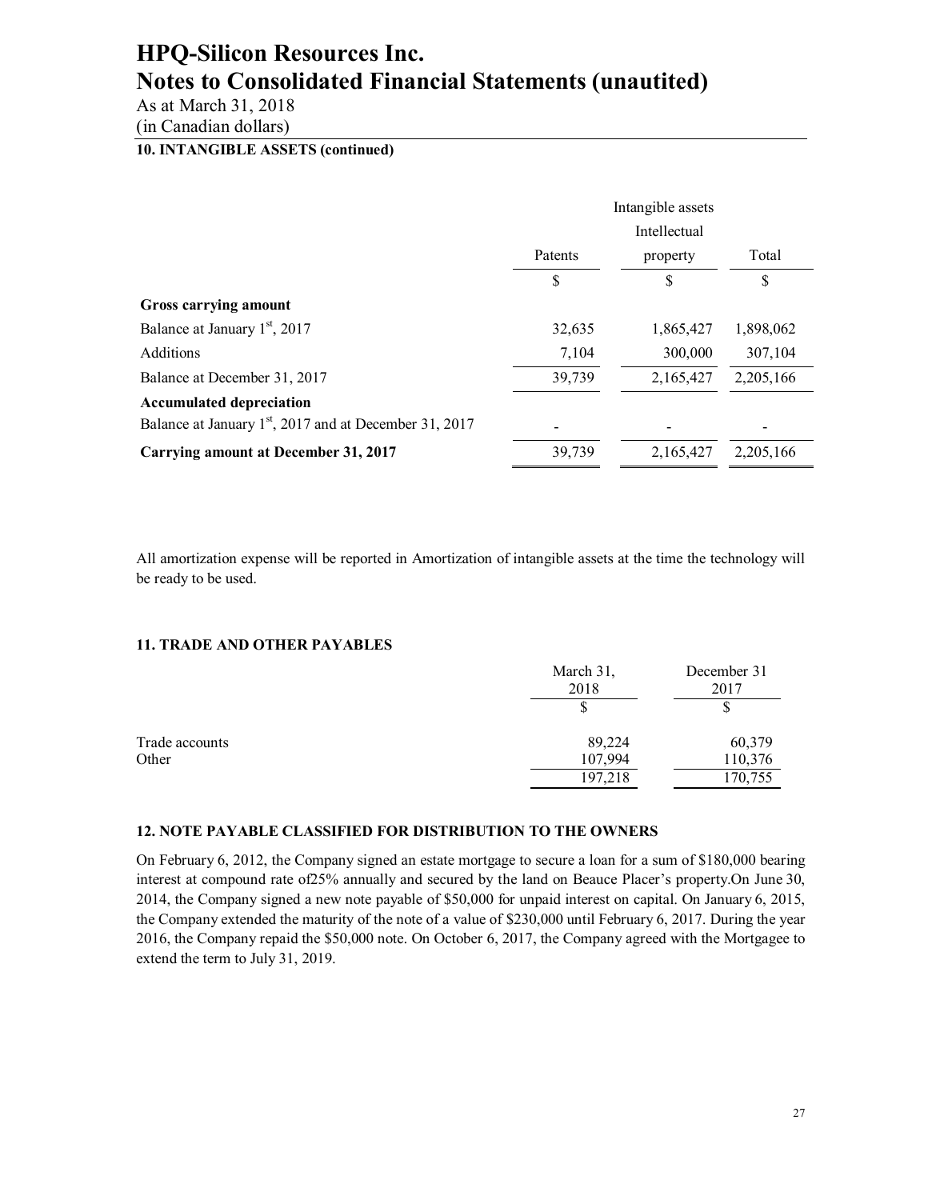# HPQ-Silicon Resources Inc.
# Notes to Consolidated Financial Statements (unautited)

As at March 31, 2018
(in Canadian dollars)

**10. INTANGIBLE ASSETS (continued)**

| | Intangible assets | | |
|---|---|---|---|
| | Patents | Intellectual property | Total |
| | $ | $ | $ |
| **Gross carrying amount** | | | |
| Balance at January 1st, 2017 | 32,635 | 1,865,427 | 1,898,062 |
| Additions | 7,104 | 300,000 | 307,104 |
| Balance at December 31, 2017 | 39,739 | 2,165,427 | 2,205,166 |
| **Accumulated depreciation** | | | |
| Balance at January 1st, 2017 and at December 31, 2017 | - | - | - |
| **Carrying amount at December 31, 2017** | 39,739 | 2,165,427 | 2,205,166 |

All amortization expense will be reported in Amortization of intangible assets at the time the technology will be ready to be used.

**11. TRADE AND OTHER PAYABLES**

| | March 31, 2018 | December 31 2017 |
|---|---|---|
| | $ | $ |
| Trade accounts | 89,224 | 60,379 |
| Other | 107,994 | 110,376 |
| | 197,218 | 170,755 |

**12. NOTE PAYABLE CLASSIFIED FOR DISTRIBUTION TO THE OWNERS**

On February 6, 2012, the Company signed an estate mortgage to secure a loan for a sum of $180,000 bearing interest at compound rate of25% annually and secured by the land on Beauce Placer's property.On June 30, 2014, the Company signed a new note payable of $50,000 for unpaid interest on capital. On January 6, 2015, the Company extended the maturity of the note of a value of $230,000 until February 6, 2017. During the year 2016, the Company repaid the $50,000 note. On October 6, 2017, the Company agreed with the Mortgagee to extend the term to July 31, 2019.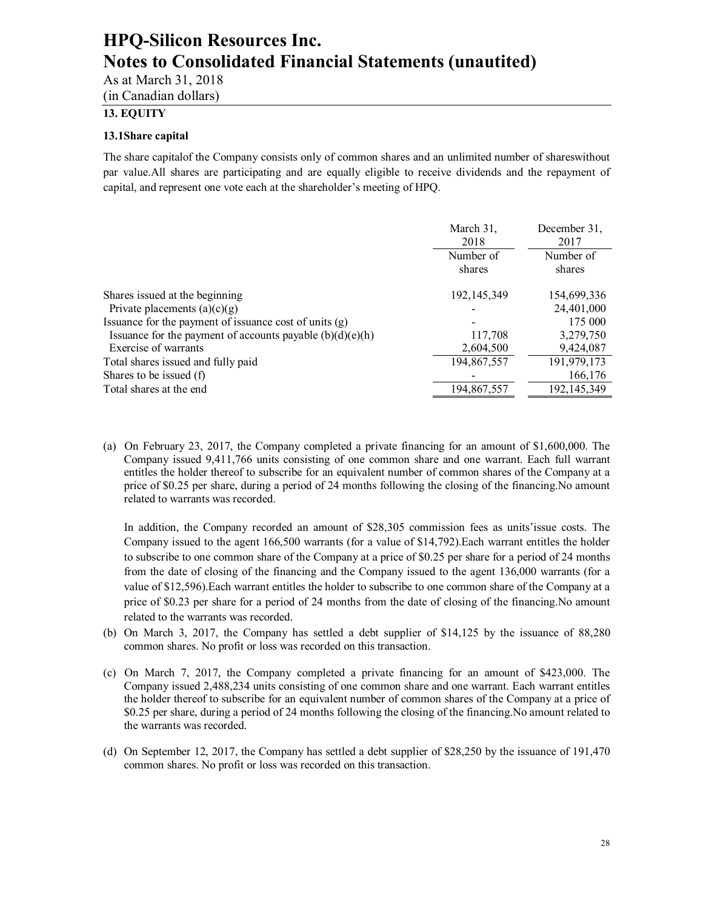# HPQ-Silicon Resources Inc.

# Notes to Consolidated Financial Statements (unautited)

As at March 31, 2018

(in Canadian dollars)

## 13. EQUITY

### 13.1Share capital

The share capitalof the Company consists only of common shares and an unlimited number of shareswithout par value.All shares are participating and are equally eligible to receive dividends and the repayment of capital, and represent one vote each at the shareholder's meeting of HPQ.

| | March 31, 2018 | December 31, 2017 |
|---|---|---|
| | Number of shares | Number of shares |
| Shares issued at the beginning | 192,145,349 | 154,699,336 |
| Private placements (a)(c)(g) | - | 24,401,000 |
| Issuance for the payment of issuance cost of units (g) | - | 175 000 |
| Issuance for the payment of accounts payable (b)(d)(e)(h) | 117,708 | 3,279,750 |
| Exercise of warrants | 2,604,500 | 9,424,087 |
| Total shares issued and fully paid | 194,867,557 | 191,979,173 |
| Shares to be issued (f) | - | 166,176 |
| Total shares at the end | 194,867,557 | 192,145,349 |

(a) On February 23, 2017, the Company completed a private financing for an amount of $1,600,000. The Company issued 9,411,766 units consisting of one common share and one warrant. Each full warrant entitles the holder thereof to subscribe for an equivalent number of common shares of the Company at a price of $0.25 per share, during a period of 24 months following the closing of the financing.No amount related to warrants was recorded.

In addition, the Company recorded an amount of $28,305 commission fees as units'issue costs. The Company issued to the agent 166,500 warrants (for a value of $14,792).Each warrant entitles the holder to subscribe to one common share of the Company at a price of $0.25 per share for a period of 24 months from the date of closing of the financing and the Company issued to the agent 136,000 warrants (for a value of $12,596).Each warrant entitles the holder to subscribe to one common share of the Company at a price of $0.23 per share for a period of 24 months from the date of closing of the financing.No amount related to the warrants was recorded.

(b) On March 3, 2017, the Company has settled a debt supplier of $14,125 by the issuance of 88,280 common shares. No profit or loss was recorded on this transaction.

(c) On March 7, 2017, the Company completed a private financing for an amount of $423,000. The Company issued 2,488,234 units consisting of one common share and one warrant. Each warrant entitles the holder thereof to subscribe for an equivalent number of common shares of the Company at a price of $0.25 per share, during a period of 24 months following the closing of the financing.No amount related to the warrants was recorded.

(d) On September 12, 2017, the Company has settled a debt supplier of $28,250 by the issuance of 191,470 common shares. No profit or loss was recorded on this transaction.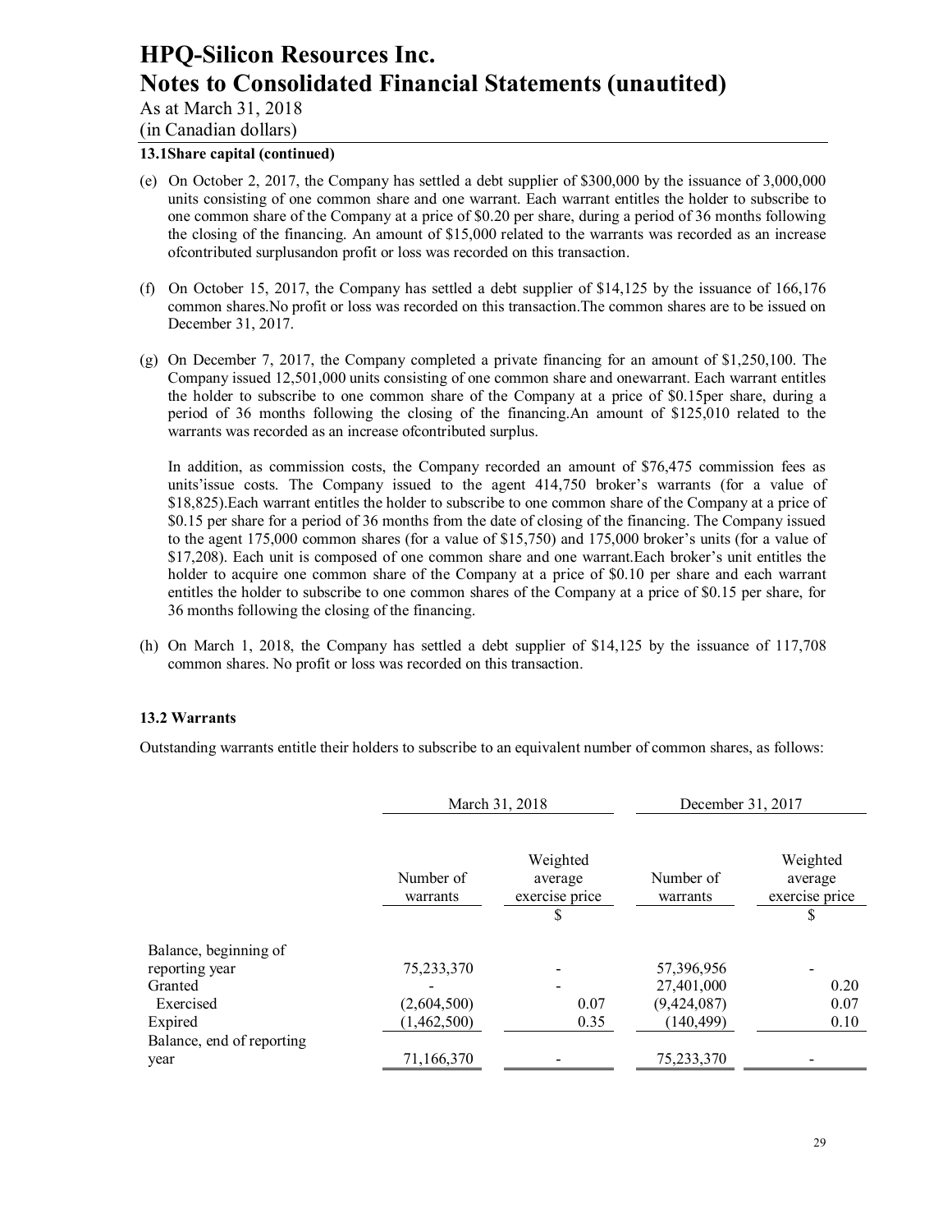# HPQ-Silicon Resources Inc.
# Notes to Consolidated Financial Statements (unautited)

As at March 31, 2018
(in Canadian dollars)

**13.1Share capital (continued)**

(e) On October 2, 2017, the Company has settled a debt supplier of $300,000 by the issuance of 3,000,000 units consisting of one common share and one warrant. Each warrant entitles the holder to subscribe to one common share of the Company at a price of $0.20 per share, during a period of 36 months following the closing of the financing. An amount of $15,000 related to the warrants was recorded as an increase ofcontributed surplusandon profit or loss was recorded on this transaction.

(f) On October 15, 2017, the Company has settled a debt supplier of $14,125 by the issuance of 166,176 common shares.No profit or loss was recorded on this transaction.The common shares are to be issued on December 31, 2017.

(g) On December 7, 2017, the Company completed a private financing for an amount of $1,250,100. The Company issued 12,501,000 units consisting of one common share and onewarrant. Each warrant entitles the holder to subscribe to one common share of the Company at a price of $0.15per share, during a period of 36 months following the closing of the financing.An amount of $125,010 related to the warrants was recorded as an increase ofcontributed surplus.

In addition, as commission costs, the Company recorded an amount of $76,475 commission fees as units'issue costs. The Company issued to the agent 414,750 broker's warrants (for a value of $18,825).Each warrant entitles the holder to subscribe to one common share of the Company at a price of $0.15 per share for a period of 36 months from the date of closing of the financing. The Company issued to the agent 175,000 common shares (for a value of $15,750) and 175,000 broker's units (for a value of $17,208). Each unit is composed of one common share and one warrant.Each broker's unit entitles the holder to acquire one common share of the Company at a price of $0.10 per share and each warrant entitles the holder to subscribe to one common shares of the Company at a price of $0.15 per share, for 36 months following the closing of the financing.

(h) On March 1, 2018, the Company has settled a debt supplier of $14,125 by the issuance of 117,708 common shares. No profit or loss was recorded on this transaction.

**13.2 Warrants**

Outstanding warrants entitle their holders to subscribe to an equivalent number of common shares, as follows:

| | March 31, 2018 | | December 31, 2017 | |
|---|---|---|---|---|
| | Number of warrants | Weighted average exercise price | Number of warrants | Weighted average exercise price |
| | | $ | | $ |
| Balance, beginning of reporting year | 75,233,370 | - | 57,396,956 | - |
| Granted | - | - | 27,401,000 | 0.20 |
| Exercised | (2,604,500) | 0.07 | (9,424,087) | 0.07 |
| Expired | (1,462,500) | 0.35 | (140,499) | 0.10 |
| Balance, end of reporting year | 71,166,370 | - | 75,233,370 | - |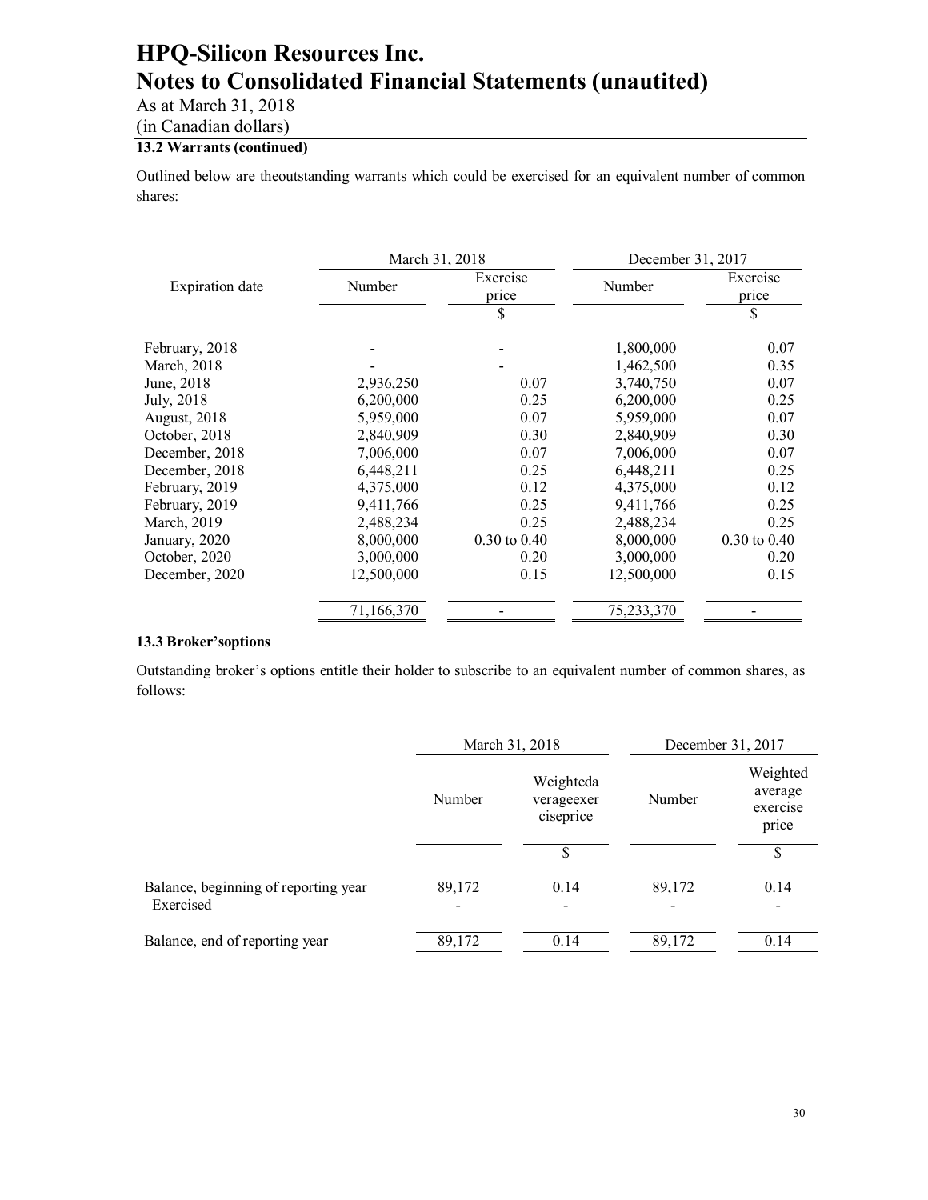# HPQ-Silicon Resources Inc.
# Notes to Consolidated Financial Statements (unautited)

As at March 31, 2018
(in Canadian dollars)

### 13.2 Warrants (continued)

Outlined below are theoutstanding warrants which could be exercised for an equivalent number of common shares:

| Expiration date | March 31, 2018 Number | March 31, 2018 Exercise price | December 31, 2017 Number | December 31, 2017 Exercise price |
|---|---|---|---|---|
| | | $ | | $ |
| February, 2018 | - | - | 1,800,000 | 0.07 |
| March, 2018 | - | - | 1,462,500 | 0.35 |
| June, 2018 | 2,936,250 | 0.07 | 3,740,750 | 0.07 |
| July, 2018 | 6,200,000 | 0.25 | 6,200,000 | 0.25 |
| August, 2018 | 5,959,000 | 0.07 | 5,959,000 | 0.07 |
| October, 2018 | 2,840,909 | 0.30 | 2,840,909 | 0.30 |
| December, 2018 | 7,006,000 | 0.07 | 7,006,000 | 0.07 |
| December, 2018 | 6,448,211 | 0.25 | 6,448,211 | 0.25 |
| February, 2019 | 4,375,000 | 0.12 | 4,375,000 | 0.12 |
| February, 2019 | 9,411,766 | 0.25 | 9,411,766 | 0.25 |
| March, 2019 | 2,488,234 | 0.25 | 2,488,234 | 0.25 |
| January, 2020 | 8,000,000 | 0.30 to 0.40 | 8,000,000 | 0.30 to 0.40 |
| October, 2020 | 3,000,000 | 0.20 | 3,000,000 | 0.20 |
| December, 2020 | 12,500,000 | 0.15 | 12,500,000 | 0.15 |
| | 71,166,370 | - | 75,233,370 | - |

### 13.3 Broker'soptions

Outstanding broker's options entitle their holder to subscribe to an equivalent number of common shares, as follows:

| | March 31, 2018 Number | March 31, 2018 Weighteda verageexer ciseprice | December 31, 2017 Number | December 31, 2017 Weighted average exercise price |
|---|---|---|---|---|
| | | $ | | $ |
| Balance, beginning of reporting year | 89,172 | 0.14 | 89,172 | 0.14 |
| Exercised | - | - | - | - |
| Balance, end of reporting year | 89,172 | 0.14 | 89,172 | 0.14 |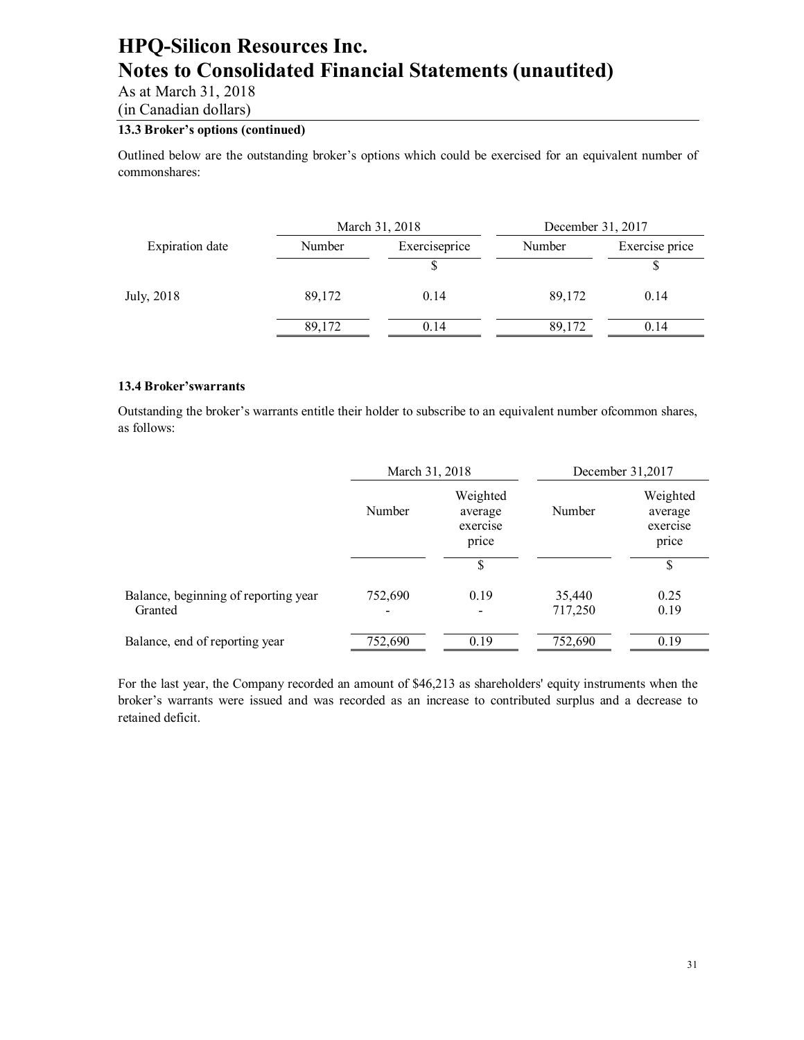### 13.3 Broker's options (continued)

Outlined below are the outstanding broker's options which could be exercised for an equivalent number of commonshares:

| Expiration date | March 31, 2018 | | December 31, 2017 | |
|---|---|---|---|---|
| | Number | Exerciseprice | Number | Exercise price |
| | | $ | | $ |
| July, 2018 | 89,172 | 0.14 | 89,172 | 0.14 |
| | 89,172 | 0.14 | 89,172 | 0.14 |

### 13.4 Broker'swarrants

Outstanding the broker's warrants entitle their holder to subscribe to an equivalent number ofcommon shares, as follows:

| | March 31, 2018 | | December 31,2017 | |
|---|---|---|---|---|
| | Number | Weighted average exercise price | Number | Weighted average exercise price |
| | | $ | | $ |
| Balance, beginning of reporting year | 752,690 | 0.19 | 35,440 | 0.25 |
| Granted | - | - | 717,250 | 0.19 |
| Balance, end of reporting year | 752,690 | 0.19 | 752,690 | 0.19 |

For the last year, the Company recorded an amount of $46,213 as shareholders' equity instruments when the broker's warrants were issued and was recorded as an increase to contributed surplus and a decrease to retained deficit.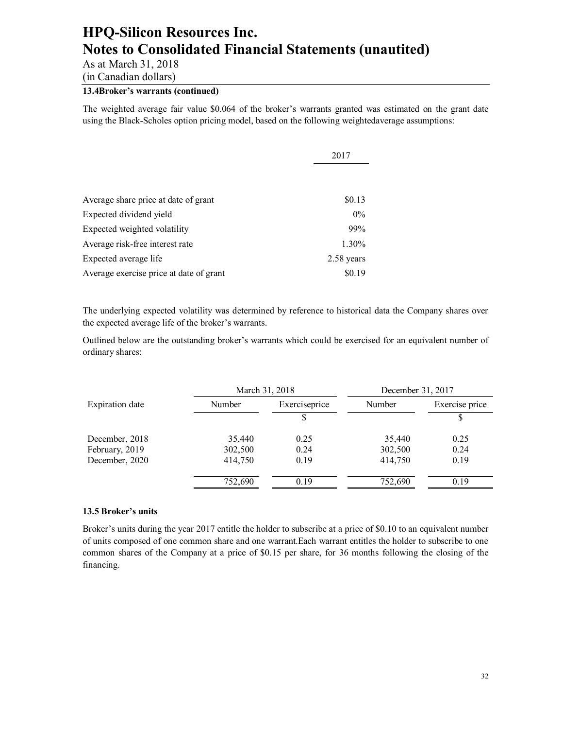# HPQ-Silicon Resources Inc.
# Notes to Consolidated Financial Statements (unautited)

As at March 31, 2018
(in Canadian dollars)

**13.4Broker's warrants (continued)**

The weighted average fair value $0.064 of the broker's warrants granted was estimated on the grant date using the Black-Scholes option pricing model, based on the following weightedaverage assumptions:

| | 2017 |
|---|---|
| Average share price at date of grant | $0.13 |
| Expected dividend yield | 0% |
| Expected weighted volatility | 99% |
| Average risk-free interest rate | 1.30% |
| Expected average life | 2.58 years |
| Average exercise price at date of grant | $0.19 |

The underlying expected volatility was determined by reference to historical data the Company shares over the expected average life of the broker's warrants.

Outlined below are the outstanding broker's warrants which could be exercised for an equivalent number of ordinary shares:

| | March 31, 2018 | | December 31, 2017 | |
|---|---|---|---|---|
| Expiration date | Number | Exerciseprice | Number | Exercise price |
| | | $ | | $ |
| December, 2018 | 35,440 | 0.25 | 35,440 | 0.25 |
| February, 2019 | 302,500 | 0.24 | 302,500 | 0.24 |
| December, 2020 | 414,750 | 0.19 | 414,750 | 0.19 |
| | 752,690 | 0.19 | 752,690 | 0.19 |

**13.5 Broker's units**

Broker's units during the year 2017 entitle the holder to subscribe at a price of $0.10 to an equivalent number of units composed of one common share and one warrant.Each warrant entitles the holder to subscribe to one common shares of the Company at a price of $0.15 per share, for 36 months following the closing of the financing.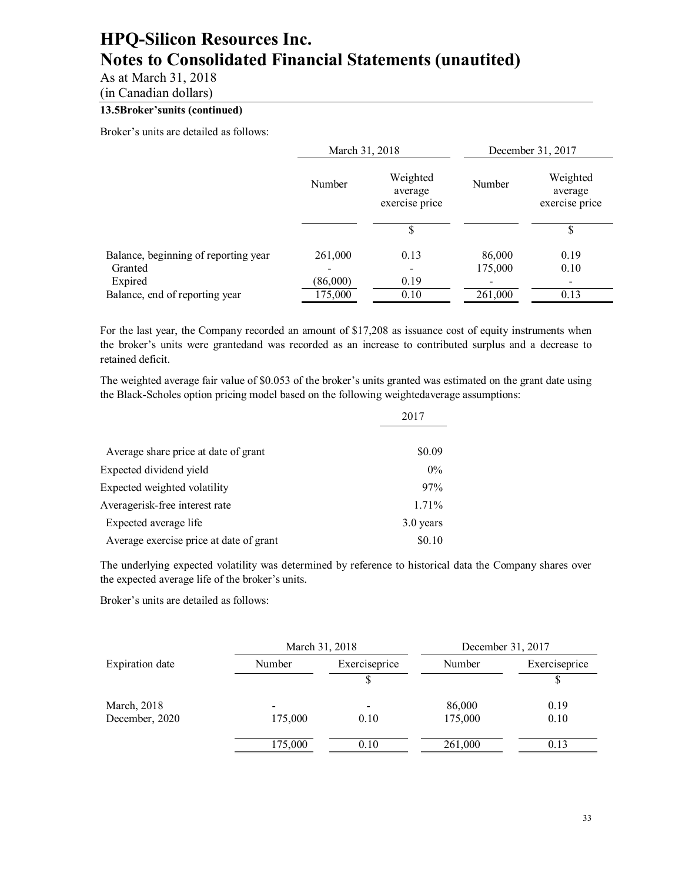**13.5Broker'sunits (continued)**

Broker's units are detailed as follows:

| | March 31, 2018 | | December 31, 2017 | |
|---|---|---|---|---|
| | Number | Weighted average exercise price | Number | Weighted average exercise price |
| | | $ | | $ |
| Balance, beginning of reporting year | 261,000 | 0.13 | 86,000 | 0.19 |
| Granted | - | - | 175,000 | 0.10 |
| Expired | (86,000) | 0.19 | - | - |
| Balance, end of reporting year | 175,000 | 0.10 | 261,000 | 0.13 |

For the last year, the Company recorded an amount of $17,208 as issuance cost of equity instruments when the broker's units were grantedand was recorded as an increase to contributed surplus and a decrease to retained deficit.

The weighted average fair value of $0.053 of the broker's units granted was estimated on the grant date using the Black-Scholes option pricing model based on the following weightedaverage assumptions:

| | 2017 |
|---|---|
| Average share price at date of grant | $0.09 |
| Expected dividend yield | 0% |
| Expected weighted volatility | 97% |
| Averagerisk-free interest rate | 1.71% |
| Expected average life | 3.0 years |
| Average exercise price at date of grant | $0.10 |

The underlying expected volatility was determined by reference to historical data the Company shares over the expected average life of the broker's units.

Broker's units are detailed as follows:

| | March 31, 2018 | | December 31, 2017 | |
|---|---|---|---|---|
| Expiration date | Number | Exerciseprice | Number | Exerciseprice |
| | | $ | | $ |
| March, 2018 | - | - | 86,000 | 0.19 |
| December, 2020 | 175,000 | 0.10 | 175,000 | 0.10 |
| | 175,000 | 0.10 | 261,000 | 0.13 |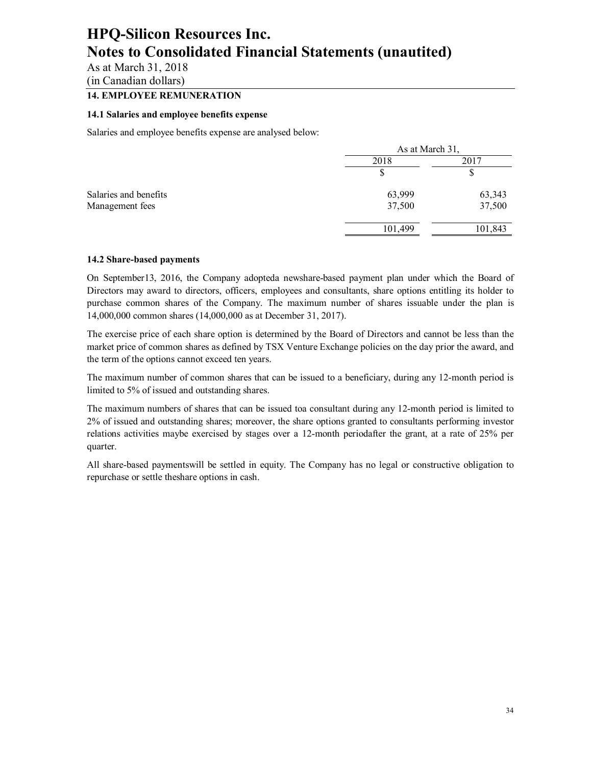# HPQ-Silicon Resources Inc.
# Notes to Consolidated Financial Statements (unautited)

As at March 31, 2018
(in Canadian dollars)

## 14. EMPLOYEE REMUNERATION

### 14.1 Salaries and employee benefits expense

Salaries and employee benefits expense are analysed below:

| | As at March 31, | |
|---|---|---|
| | 2018 | 2017 |
| | $ | $ |
| Salaries and benefits | 63,999 | 63,343 |
| Management fees | 37,500 | 37,500 |
| | 101,499 | 101,843 |

### 14.2 Share-based payments

On September13, 2016, the Company adopteda newshare-based payment plan under which the Board of Directors may award to directors, officers, employees and consultants, share options entitling its holder to purchase common shares of the Company. The maximum number of shares issuable under the plan is 14,000,000 common shares (14,000,000 as at December 31, 2017).

The exercise price of each share option is determined by the Board of Directors and cannot be less than the market price of common shares as defined by TSX Venture Exchange policies on the day prior the award, and the term of the options cannot exceed ten years.

The maximum number of common shares that can be issued to a beneficiary, during any 12-month period is limited to 5% of issued and outstanding shares.

The maximum numbers of shares that can be issued toa consultant during any 12-month period is limited to 2% of issued and outstanding shares; moreover, the share options granted to consultants performing investor relations activities maybe exercised by stages over a 12-month periodafter the grant, at a rate of 25% per quarter.

All share-based paymentswill be settled in equity. The Company has no legal or constructive obligation to repurchase or settle theshare options in cash.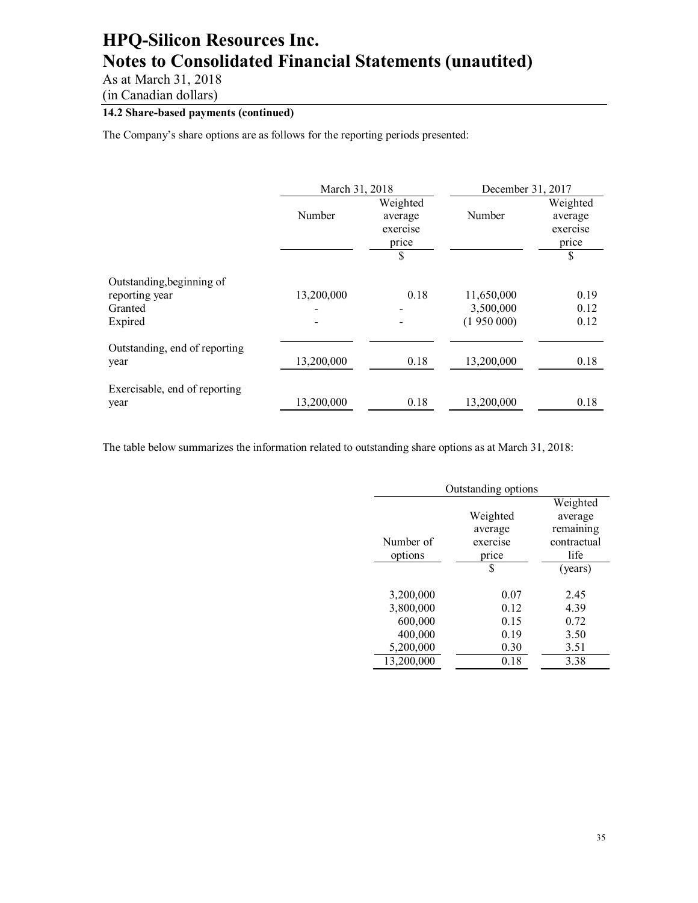# HPQ-Silicon Resources Inc.
# Notes to Consolidated Financial Statements (unautited)

As at March 31, 2018
(in Canadian dollars)

### 14.2 Share-based payments (continued)

The Company's share options are as follows for the reporting periods presented:

| | March 31, 2018 | | December 31, 2017 | |
|---|---|---|---|---|
| | Number | Weighted average exercise price | Number | Weighted average exercise price |
| | | $ | | $ |
| Outstanding,beginning of reporting year | 13,200,000 | 0.18 | 11,650,000 | 0.19 |
| Granted | - | - | 3,500,000 | 0.12 |
| Expired | - | - | (1 950 000) | 0.12 |
| Outstanding, end of reporting year | 13,200,000 | 0.18 | 13,200,000 | 0.18 |
| Exercisable, end of reporting year | 13,200,000 | 0.18 | 13,200,000 | 0.18 |

The table below summarizes the information related to outstanding share options as at March 31, 2018:

| Outstanding options | | |
|---|---|---|
| Number of options | Weighted average exercise price | Weighted average remaining contractual life |
| | $ | (years) |
| 3,200,000 | 0.07 | 2.45 |
| 3,800,000 | 0.12 | 4.39 |
| 600,000 | 0.15 | 0.72 |
| 400,000 | 0.19 | 3.50 |
| 5,200,000 | 0.30 | 3.51 |
| 13,200,000 | 0.18 | 3.38 |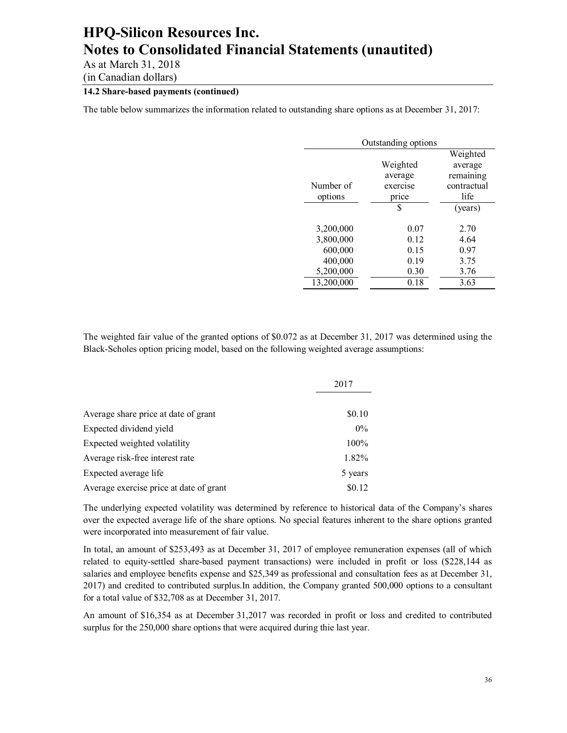# HPQ-Silicon Resources Inc.
# Notes to Consolidated Financial Statements (unautited)

As at March 31, 2018
(in Canadian dollars)

**14.2 Share-based payments (continued)**

The table below summarizes the information related to outstanding share options as at December 31, 2017:

| Outstanding options | | |
|---|---|---|
| Number of options | Weighted average exercise price | Weighted average remaining contractual life |
| | $ | (years) |
| 3,200,000 | 0.07 | 2.70 |
| 3,800,000 | 0.12 | 4.64 |
| 600,000 | 0.15 | 0.97 |
| 400,000 | 0.19 | 3.75 |
| 5,200,000 | 0.30 | 3.76 |
| 13,200,000 | 0.18 | 3.63 |

The weighted fair value of the granted options of $0.072 as at December 31, 2017 was determined using the Black-Scholes option pricing model, based on the following weighted average assumptions:

| | 2017 |
|---|---|
| Average share price at date of grant | $0.10 |
| Expected dividend yield | 0% |
| Expected weighted volatility | 100% |
| Average risk-free interest rate | 1.82% |
| Expected average life | 5 years |
| Average exercise price at date of grant | $0.12 |

The underlying expected volatility was determined by reference to historical data of the Company's shares over the expected average life of the share options. No special features inherent to the share options granted were incorporated into measurement of fair value.

In total, an amount of $253,493 as at December 31, 2017 of employee remuneration expenses (all of which related to equity-settled share-based payment transactions) were included in profit or loss ($228,144 as salaries and employee benefits expense and $25,349 as professional and consultation fees as at December 31, 2017) and credited to contributed surplus.In addition, the Company granted 500,000 options to a consultant for a total value of $32,708 as at December 31, 2017.

An amount of $16,354 as at December 31,2017 was recorded in profit or loss and credited to contributed surplus for the 250,000 share options that were acquired during thie last year.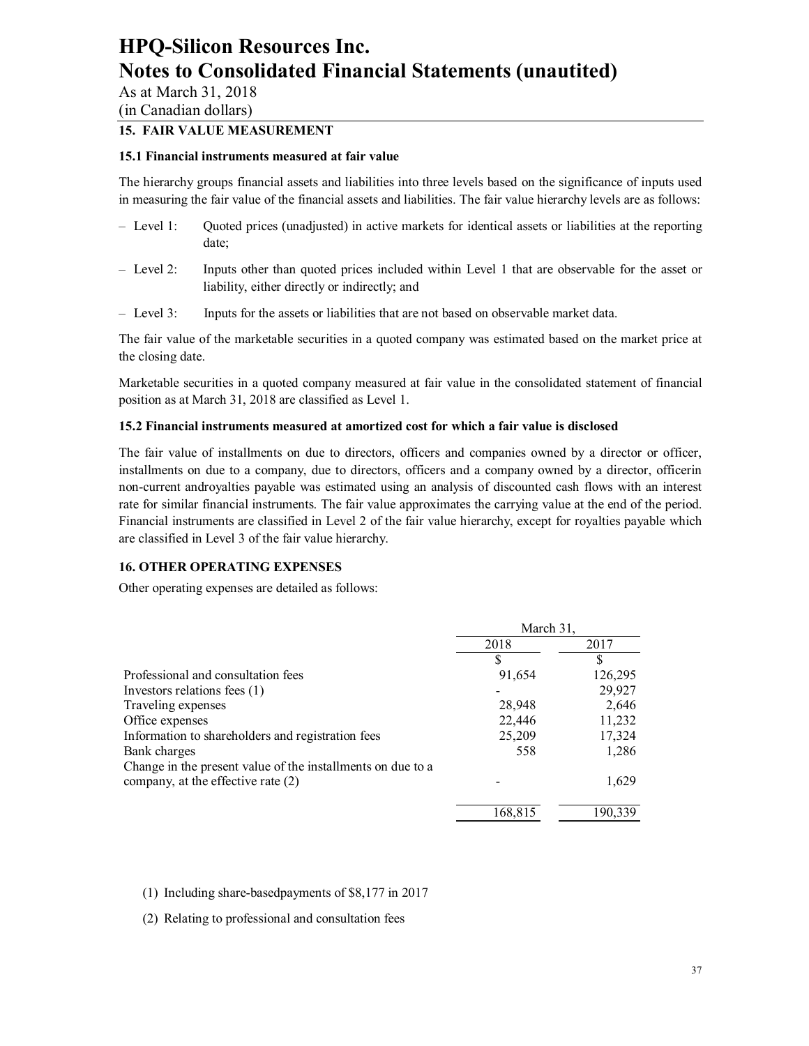# HPQ-Silicon Resources Inc.
# Notes to Consolidated Financial Statements (unautited)

As at March 31, 2018
(in Canadian dollars)

## 15. FAIR VALUE MEASUREMENT

### 15.1 Financial instruments measured at fair value

The hierarchy groups financial assets and liabilities into three levels based on the significance of inputs used in measuring the fair value of the financial assets and liabilities. The fair value hierarchy levels are as follows:

- Level 1: Quoted prices (unadjusted) in active markets for identical assets or liabilities at the reporting date;
- Level 2: Inputs other than quoted prices included within Level 1 that are observable for the asset or liability, either directly or indirectly; and
- Level 3: Inputs for the assets or liabilities that are not based on observable market data.

The fair value of the marketable securities in a quoted company was estimated based on the market price at the closing date.

Marketable securities in a quoted company measured at fair value in the consolidated statement of financial position as at March 31, 2018 are classified as Level 1.

### 15.2 Financial instruments measured at amortized cost for which a fair value is disclosed

The fair value of installments on due to directors, officers and companies owned by a director or officer, installments on due to a company, due to directors, officers and a company owned by a director, officerin non-current androyalties payable was estimated using an analysis of discounted cash flows with an interest rate for similar financial instruments. The fair value approximates the carrying value at the end of the period. Financial instruments are classified in Level 2 of the fair value hierarchy, except for royalties payable which are classified in Level 3 of the fair value hierarchy.

## 16. OTHER OPERATING EXPENSES

Other operating expenses are detailed as follows:

| | March 31, | |
|---|---|---|
| | 2018 | 2017 |
| | $ | $ |
| Professional and consultation fees | 91,654 | 126,295 |
| Investors relations fees (1) | - | 29,927 |
| Traveling expenses | 28,948 | 2,646 |
| Office expenses | 22,446 | 11,232 |
| Information to shareholders and registration fees | 25,209 | 17,324 |
| Bank charges | 558 | 1,286 |
| Change in the present value of the installments on due to a company, at the effective rate (2) | - | 1,629 |
| | 168,815 | 190,339 |

(1) Including share-basedpayments of $8,177 in 2017

(2) Relating to professional and consultation fees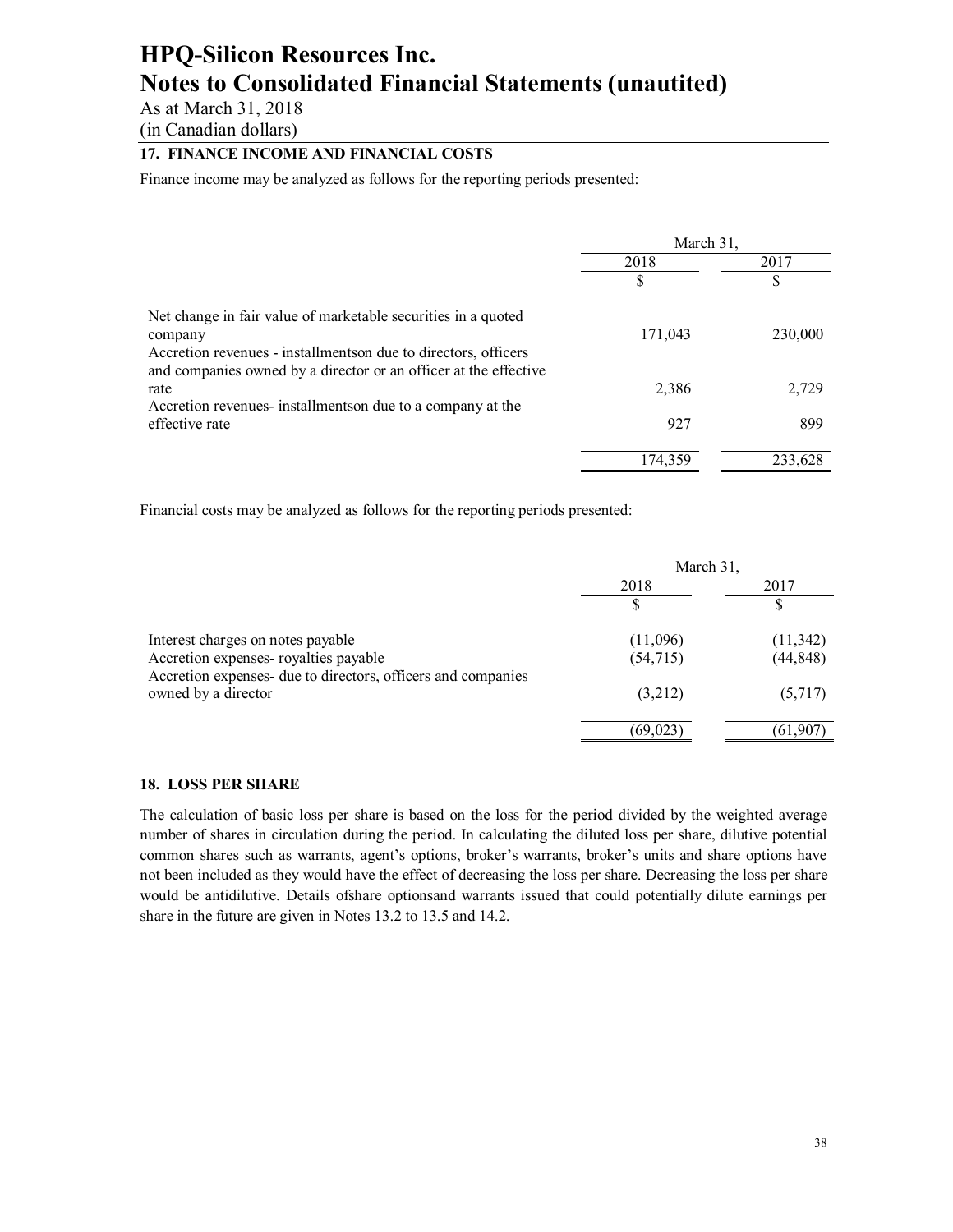# HPQ-Silicon Resources Inc.
# Notes to Consolidated Financial Statements (unautited)

As at March 31, 2018
(in Canadian dollars)

## 17. FINANCE INCOME AND FINANCIAL COSTS

Finance income may be analyzed as follows for the reporting periods presented:

| | March 31, | |
|---|---|---|
| | 2018 | 2017 |
| | $ | $ |
| Net change in fair value of marketable securities in a quoted company | 171,043 | 230,000 |
| Accretion revenues - installmentson due to directors, officers and companies owned by a director or an officer at the effective rate | 2,386 | 2,729 |
| Accretion revenues- installmentson due to a company at the effective rate | 927 | 899 |
| | 174,359 | 233,628 |

Financial costs may be analyzed as follows for the reporting periods presented:

| | March 31, | |
|---|---|---|
| | 2018 | 2017 |
| | $ | $ |
| Interest charges on notes payable | (11,096) | (11,342) |
| Accretion expenses- royalties payable | (54,715) | (44,848) |
| Accretion expenses- due to directors, officers and companies owned by a director | (3,212) | (5,717) |
| | (69,023) | (61,907) |

## 18. LOSS PER SHARE

The calculation of basic loss per share is based on the loss for the period divided by the weighted average number of shares in circulation during the period. In calculating the diluted loss per share, dilutive potential common shares such as warrants, agent's options, broker's warrants, broker's units and share options have not been included as they would have the effect of decreasing the loss per share. Decreasing the loss per share would be antidilutive. Details ofshare optionsand warrants issued that could potentially dilute earnings per share in the future are given in Notes 13.2 to 13.5 and 14.2.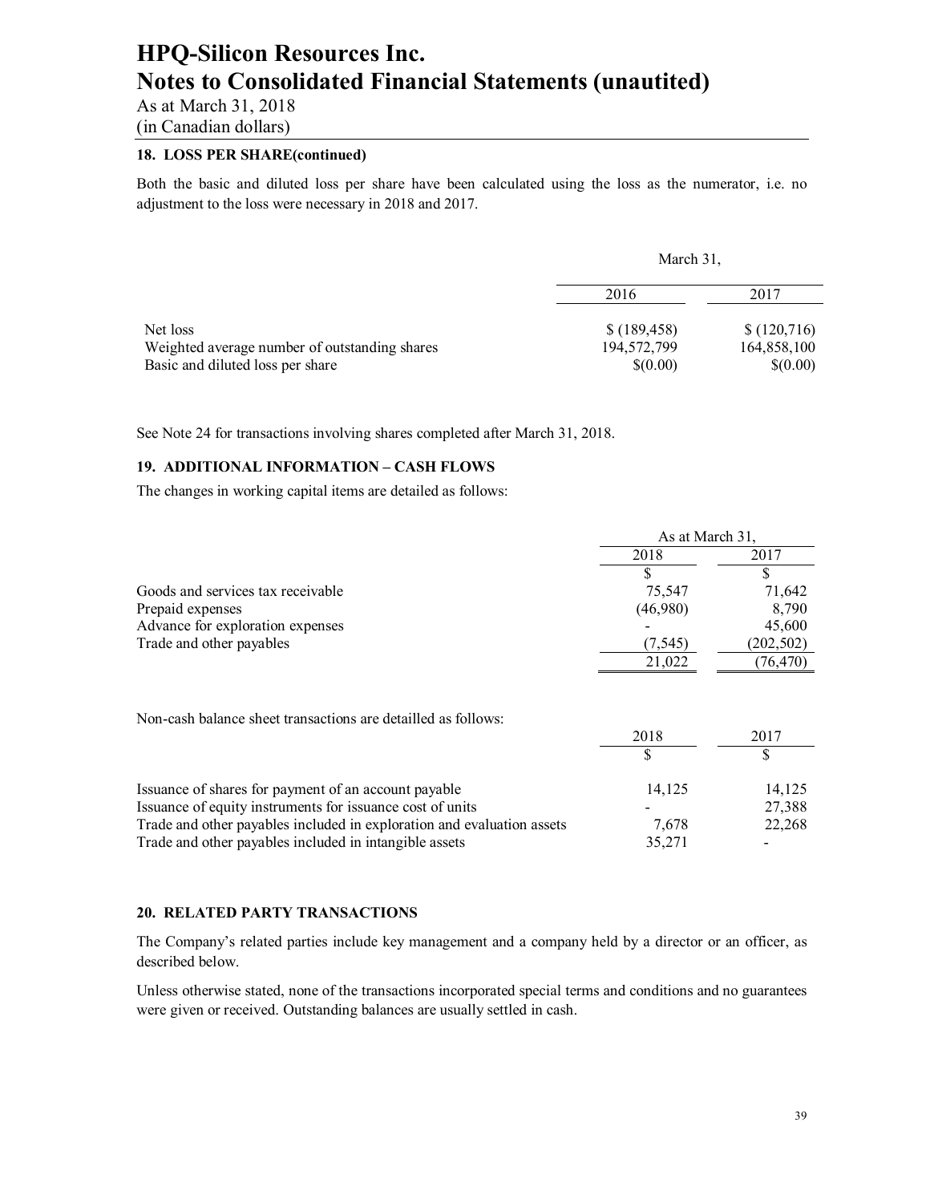HPQ-Silicon Resources Inc.
Notes to Consolidated Financial Statements (unautited)
As at March 31, 2018
(in Canadian dollars)

### 18. LOSS PER SHARE(continued)

Both the basic and diluted loss per share have been calculated using the loss as the numerator, i.e. no adjustment to the loss were necessary in 2018 and 2017.

| | March 31, | |
|---|---|---|
| | 2016 | 2017 |
| Net loss | $ (189,458) | $ (120,716) |
| Weighted average number of outstanding shares | 194,572,799 | 164,858,100 |
| Basic and diluted loss per share | $(0.00) | $(0.00) |

See Note 24 for transactions involving shares completed after March 31, 2018.

### 19. ADDITIONAL INFORMATION – CASH FLOWS

The changes in working capital items are detailed as follows:

| | As at March 31, | |
|---|---|---|
| | 2018 | 2017 |
| | $ | $ |
| Goods and services tax receivable | 75,547 | 71,642 |
| Prepaid expenses | (46,980) | 8,790 |
| Advance for exploration expenses | - | 45,600 |
| Trade and other payables | (7,545) | (202,502) |
| | 21,022 | (76,470) |

Non-cash balance sheet transactions are detailed as follows:

| | 2018 | 2017 |
|---|---|---|
| | $ | $ |
| Issuance of shares for payment of an account payable | 14,125 | 14,125 |
| Issuance of equity instruments for issuance cost of units | - | 27,388 |
| Trade and other payables included in exploration and evaluation assets | 7,678 | 22,268 |
| Trade and other payables included in intangible assets | 35,271 | - |

### 20. RELATED PARTY TRANSACTIONS

The Company's related parties include key management and a company held by a director or an officer, as described below.

Unless otherwise stated, none of the transactions incorporated special terms and conditions and no guarantees were given or received. Outstanding balances are usually settled in cash.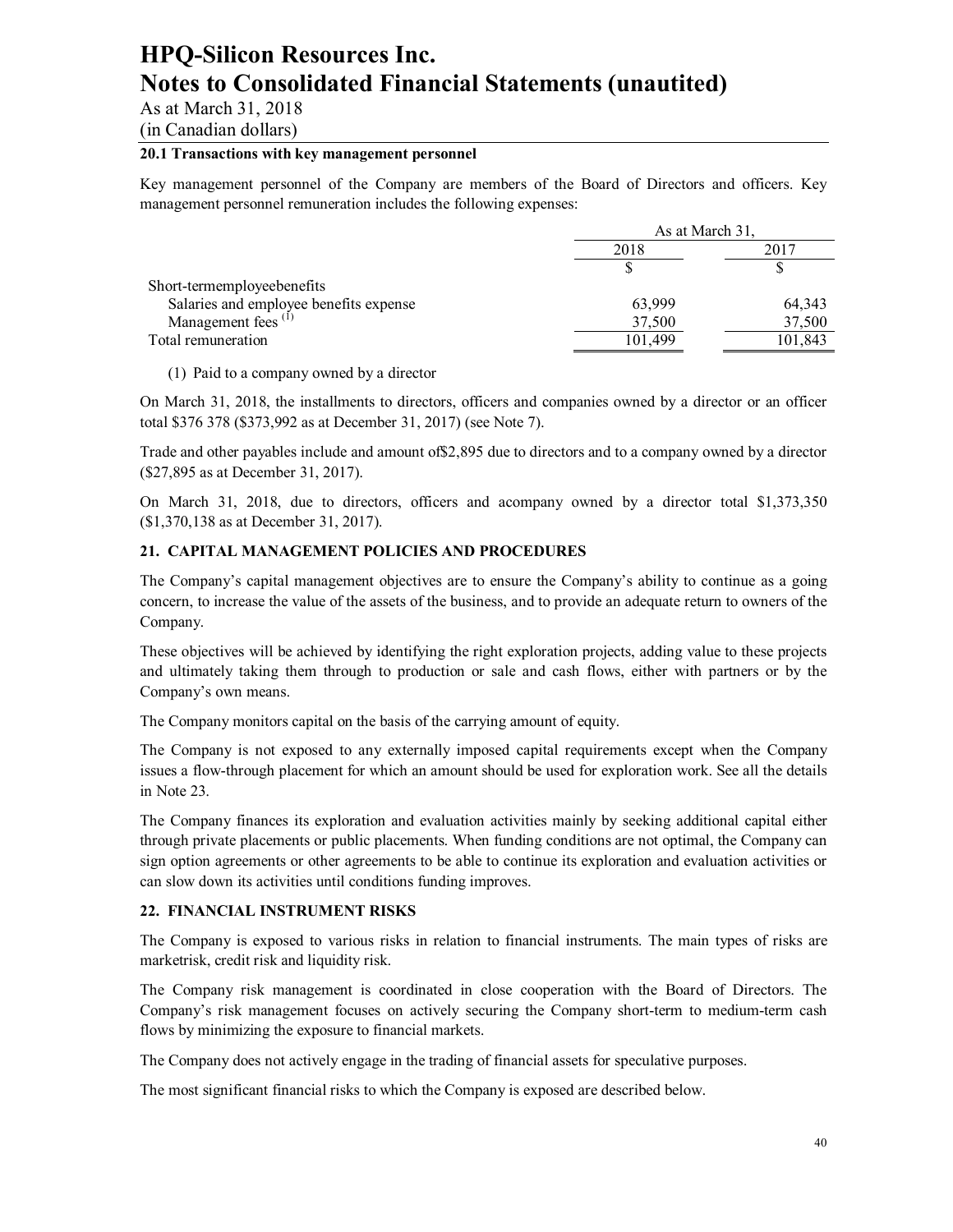# HPQ-Silicon Resources Inc.
# Notes to Consolidated Financial Statements (unautited)

As at March 31, 2018
(in Canadian dollars)

### 20.1 Transactions with key management personnel

Key management personnel of the Company are members of the Board of Directors and officers. Key management personnel remuneration includes the following expenses:

| | As at March 31, | |
|---|---|---|
| | 2018 | 2017 |
| | $ | $ |
| Short-termemployeebenefits | | |
| Salaries and employee benefits expense | 63,999 | 64,343 |
| Management fees [(1)] | 37,500 | 37,500 |
| Total remuneration | 101,499 | 101,843 |

(1) Paid to a company owned by a director

On March 31, 2018, the installments to directors, officers and companies owned by a director or an officer total $376 378 ($373,992 as at December 31, 2017) (see Note 7).

Trade and other payables include and amount of$2,895 due to directors and to a company owned by a director ($27,895 as at December 31, 2017).

On March 31, 2018, due to directors, officers and acompany owned by a director total $1,373,350 ($1,370,138 as at December 31, 2017).

## 21. CAPITAL MANAGEMENT POLICIES AND PROCEDURES

The Company's capital management objectives are to ensure the Company's ability to continue as a going concern, to increase the value of the assets of the business, and to provide an adequate return to owners of the Company.

These objectives will be achieved by identifying the right exploration projects, adding value to these projects and ultimately taking them through to production or sale and cash flows, either with partners or by the Company's own means.

The Company monitors capital on the basis of the carrying amount of equity.

The Company is not exposed to any externally imposed capital requirements except when the Company issues a flow-through placement for which an amount should be used for exploration work. See all the details in Note 23.

The Company finances its exploration and evaluation activities mainly by seeking additional capital either through private placements or public placements. When funding conditions are not optimal, the Company can sign option agreements or other agreements to be able to continue its exploration and evaluation activities or can slow down its activities until conditions funding improves.

## 22. FINANCIAL INSTRUMENT RISKS

The Company is exposed to various risks in relation to financial instruments. The main types of risks are marketrisk, credit risk and liquidity risk.

The Company risk management is coordinated in close cooperation with the Board of Directors. The Company's risk management focuses on actively securing the Company short-term to medium-term cash flows by minimizing the exposure to financial markets.

The Company does not actively engage in the trading of financial assets for speculative purposes.

The most significant financial risks to which the Company is exposed are described below.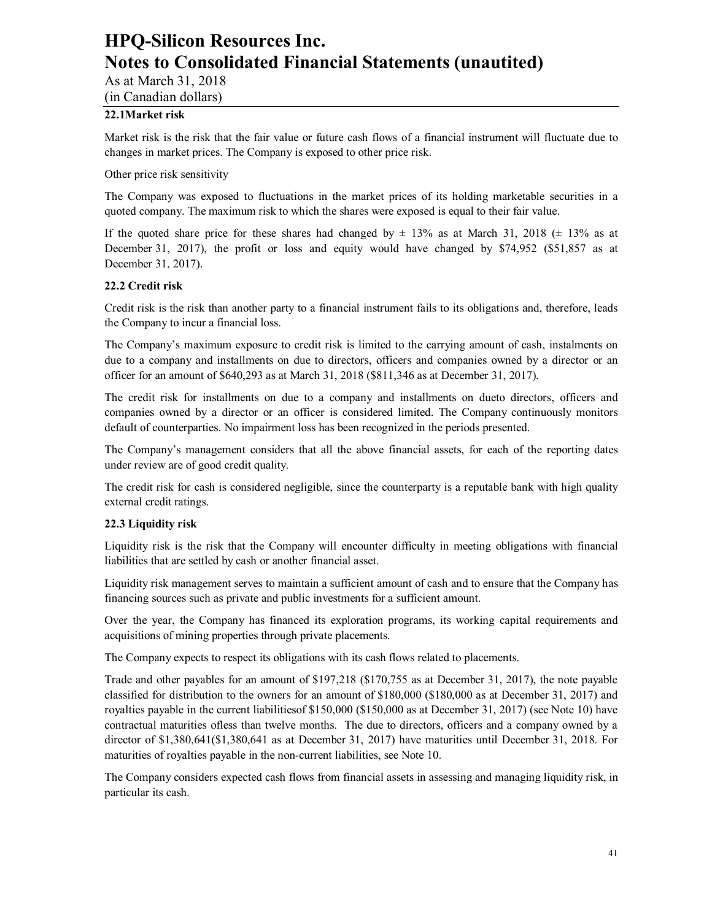### 22.1Market risk

Market risk is the risk that the fair value or future cash flows of a financial instrument will fluctuate due to changes in market prices. The Company is exposed to other price risk.

Other price risk sensitivity

The Company was exposed to fluctuations in the market prices of its holding marketable securities in a quoted company. The maximum risk to which the shares were exposed is equal to their fair value.

If the quoted share price for these shares had changed by ± 13% as at March 31, 2018 (± 13% as at December 31, 2017), the profit or loss and equity would have changed by $74,952 ($51,857 as at December 31, 2017).

### 22.2 Credit risk

Credit risk is the risk than another party to a financial instrument fails to its obligations and, therefore, leads the Company to incur a financial loss.

The Company's maximum exposure to credit risk is limited to the carrying amount of cash, instalments on due to a company and installments on due to directors, officers and companies owned by a director or an officer for an amount of $640,293 as at March 31, 2018 ($811,346 as at December 31, 2017).

The credit risk for installments on due to a company and installments on dueto directors, officers and companies owned by a director or an officer is considered limited. The Company continuously monitors default of counterparties. No impairment loss has been recognized in the periods presented.

The Company's management considers that all the above financial assets, for each of the reporting dates under review are of good credit quality.

The credit risk for cash is considered negligible, since the counterparty is a reputable bank with high quality external credit ratings.

### 22.3 Liquidity risk

Liquidity risk is the risk that the Company will encounter difficulty in meeting obligations with financial liabilities that are settled by cash or another financial asset.

Liquidity risk management serves to maintain a sufficient amount of cash and to ensure that the Company has financing sources such as private and public investments for a sufficient amount.

Over the year, the Company has financed its exploration programs, its working capital requirements and acquisitions of mining properties through private placements.

The Company expects to respect its obligations with its cash flows related to placements.

Trade and other payables for an amount of $197,218 ($170,755 as at December 31, 2017), the note payable classified for distribution to the owners for an amount of $180,000 ($180,000 as at December 31, 2017) and royalties payable in the current liabilitiesof $150,000 ($150,000 as at December 31, 2017) (see Note 10) have contractual maturities ofless than twelve months. The due to directors, officers and a company owned by a director of $1,380,641($1,380,641 as at December 31, 2017) have maturities until December 31, 2018. For maturities of royalties payable in the non-current liabilities, see Note 10.

The Company considers expected cash flows from financial assets in assessing and managing liquidity risk, in particular its cash.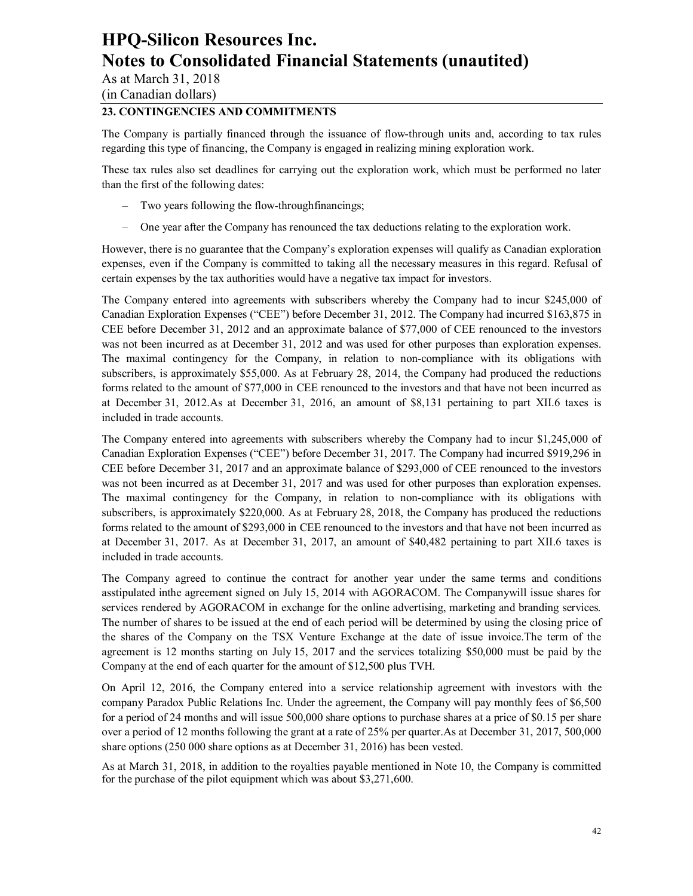# HPQ-Silicon Resources Inc.
# Notes to Consolidated Financial Statements (unautited)

As at March 31, 2018
(in Canadian dollars)

## 23. CONTINGENCIES AND COMMITMENTS

The Company is partially financed through the issuance of flow-through units and, according to tax rules regarding this type of financing, the Company is engaged in realizing mining exploration work.

These tax rules also set deadlines for carrying out the exploration work, which must be performed no later than the first of the following dates:

- Two years following the flow-throughfinancings;
- One year after the Company has renounced the tax deductions relating to the exploration work.

However, there is no guarantee that the Company's exploration expenses will qualify as Canadian exploration expenses, even if the Company is committed to taking all the necessary measures in this regard. Refusal of certain expenses by the tax authorities would have a negative tax impact for investors.

The Company entered into agreements with subscribers whereby the Company had to incur $245,000 of Canadian Exploration Expenses ("CEE") before December 31, 2012. The Company had incurred $163,875 in CEE before December 31, 2012 and an approximate balance of $77,000 of CEE renounced to the investors was not been incurred as at December 31, 2012 and was used for other purposes than exploration expenses. The maximal contingency for the Company, in relation to non-compliance with its obligations with subscribers, is approximately $55,000. As at February 28, 2014, the Company had produced the reductions forms related to the amount of $77,000 in CEE renounced to the investors and that have not been incurred as at December 31, 2012.As at December 31, 2016, an amount of $8,131 pertaining to part XII.6 taxes is included in trade accounts.

The Company entered into agreements with subscribers whereby the Company had to incur $1,245,000 of Canadian Exploration Expenses ("CEE") before December 31, 2017. The Company had incurred $919,296 in CEE before December 31, 2017 and an approximate balance of $293,000 of CEE renounced to the investors was not been incurred as at December 31, 2017 and was used for other purposes than exploration expenses. The maximal contingency for the Company, in relation to non-compliance with its obligations with subscribers, is approximately $220,000. As at February 28, 2018, the Company has produced the reductions forms related to the amount of $293,000 in CEE renounced to the investors and that have not been incurred as at December 31, 2017. As at December 31, 2017, an amount of $40,482 pertaining to part XII.6 taxes is included in trade accounts.

The Company agreed to continue the contract for another year under the same terms and conditions asstipulated inthe agreement signed on July 15, 2014 with AGORACOM. The Companywill issue shares for services rendered by AGORACOM in exchange for the online advertising, marketing and branding services. The number of shares to be issued at the end of each period will be determined by using the closing price of the shares of the Company on the TSX Venture Exchange at the date of issue invoice.The term of the agreement is 12 months starting on July 15, 2017 and the services totalizing $50,000 must be paid by the Company at the end of each quarter for the amount of $12,500 plus TVH.

On April 12, 2016, the Company entered into a service relationship agreement with investors with the company Paradox Public Relations Inc. Under the agreement, the Company will pay monthly fees of $6,500 for a period of 24 months and will issue 500,000 share options to purchase shares at a price of $0.15 per share over a period of 12 months following the grant at a rate of 25% per quarter.As at December 31, 2017, 500,000 share options (250 000 share options as at December 31, 2016) has been vested.

As at March 31, 2018, in addition to the royalties payable mentioned in Note 10, the Company is committed for the purchase of the pilot equipment which was about $3,271,600.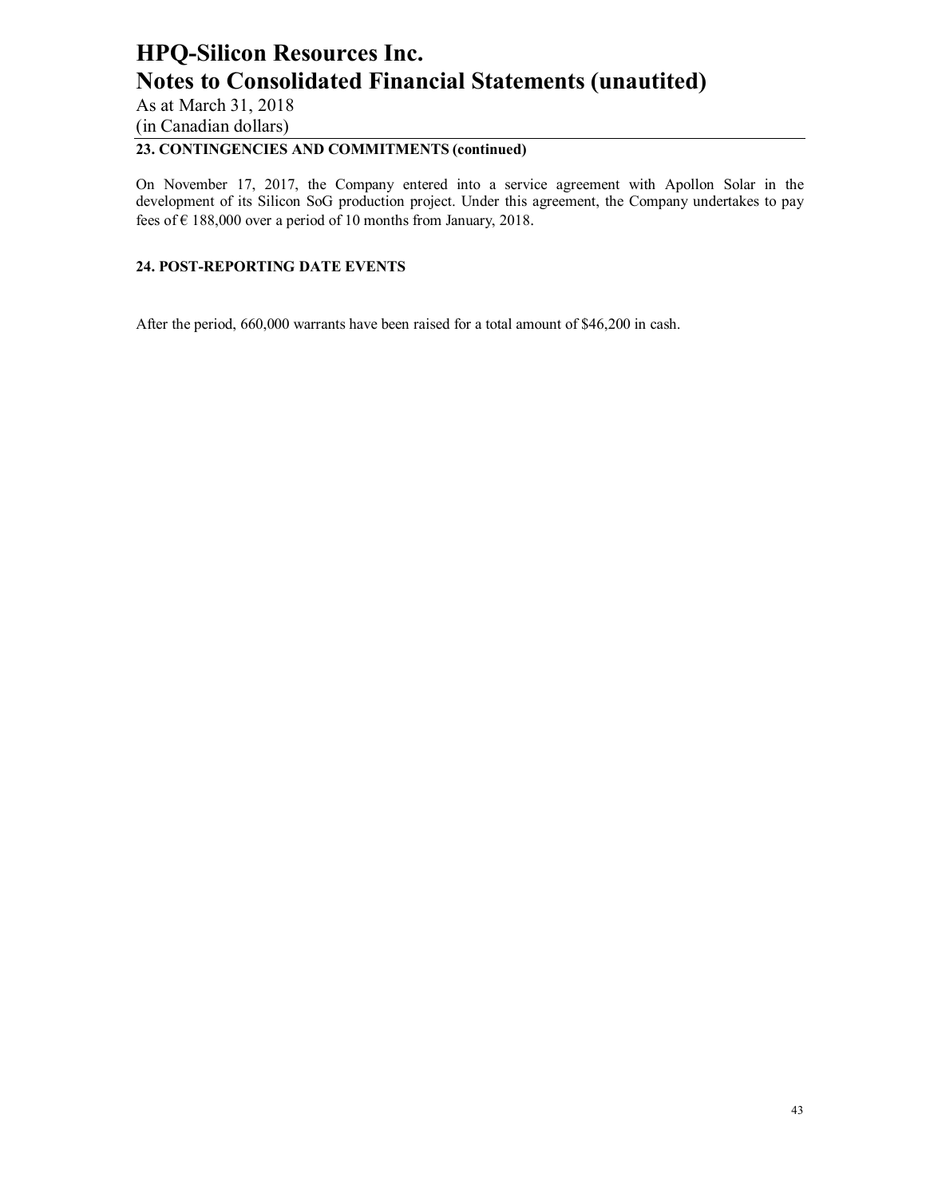## 23. CONTINGENCIES AND COMMITMENTS (continued)

On November 17, 2017, the Company entered into a service agreement with Apollon Solar in the development of its Silicon SoG production project. Under this agreement, the Company undertakes to pay fees of € 188,000 over a period of 10 months from January, 2018.

## 24. POST-REPORTING DATE EVENTS

After the period, 660,000 warrants have been raised for a total amount of $46,200 in cash.